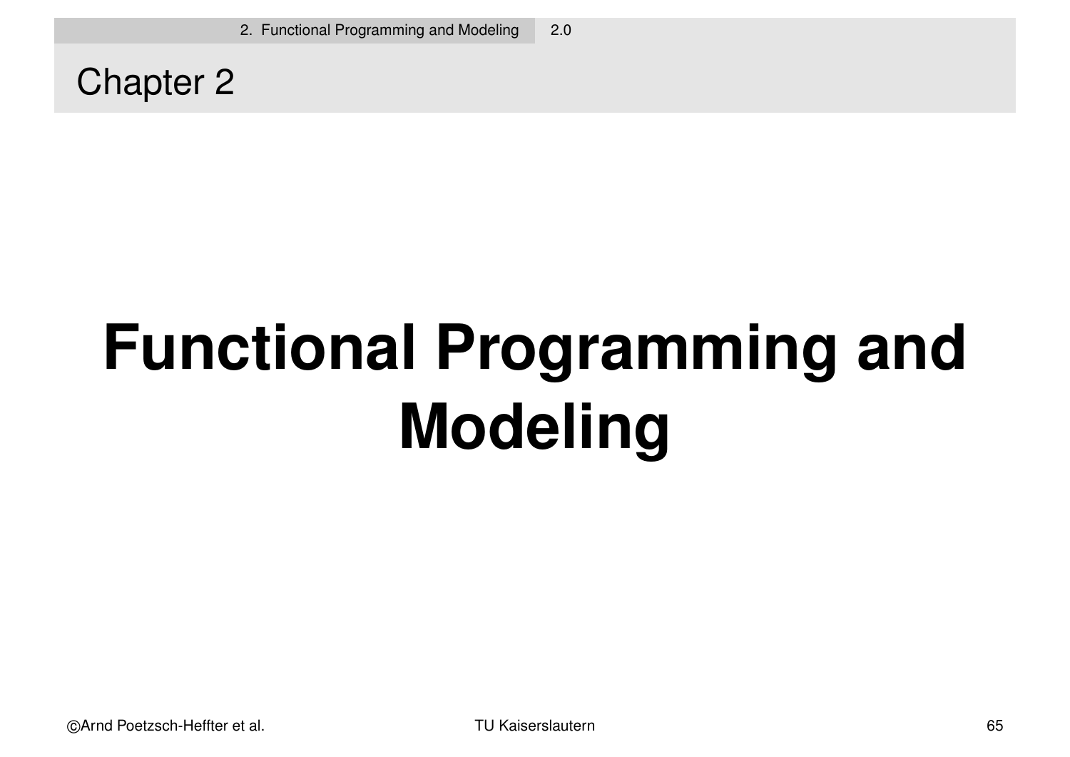## Chapter 2

# Functional Programming and Modeling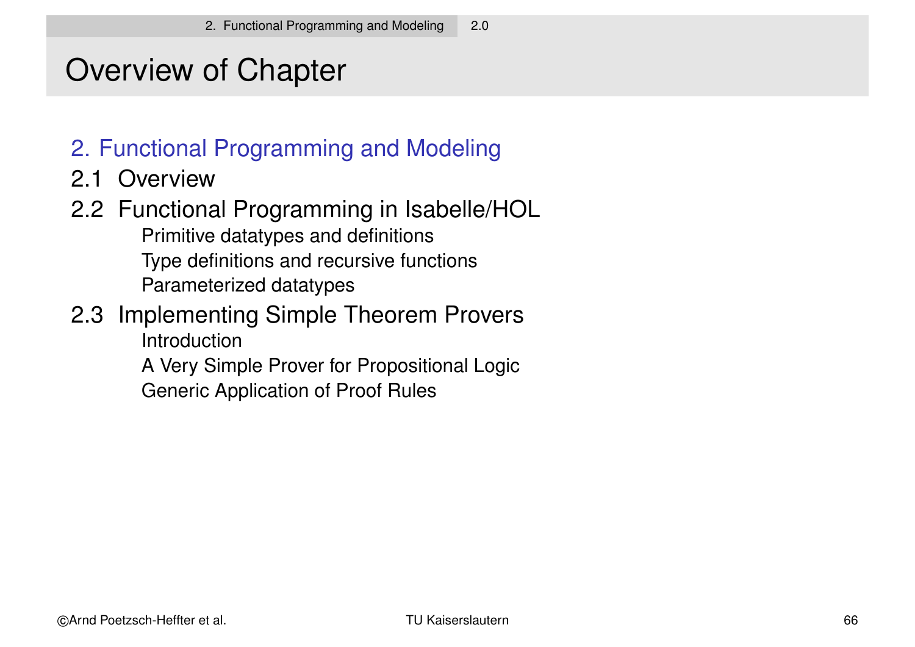# Overview of Chapter

2. Functional Programming and Modeling

2.1 Overview

2.2 Functional Programming in Isabelle/HOL
- Primitive datatypes and definitions
- Type definitions and recursive functions
- Parameterized datatypes

2.3 Implementing Simple Theorem Provers
- Introduction
- A Very Simple Prover for Propositional Logic
- Generic Application of Proof Rules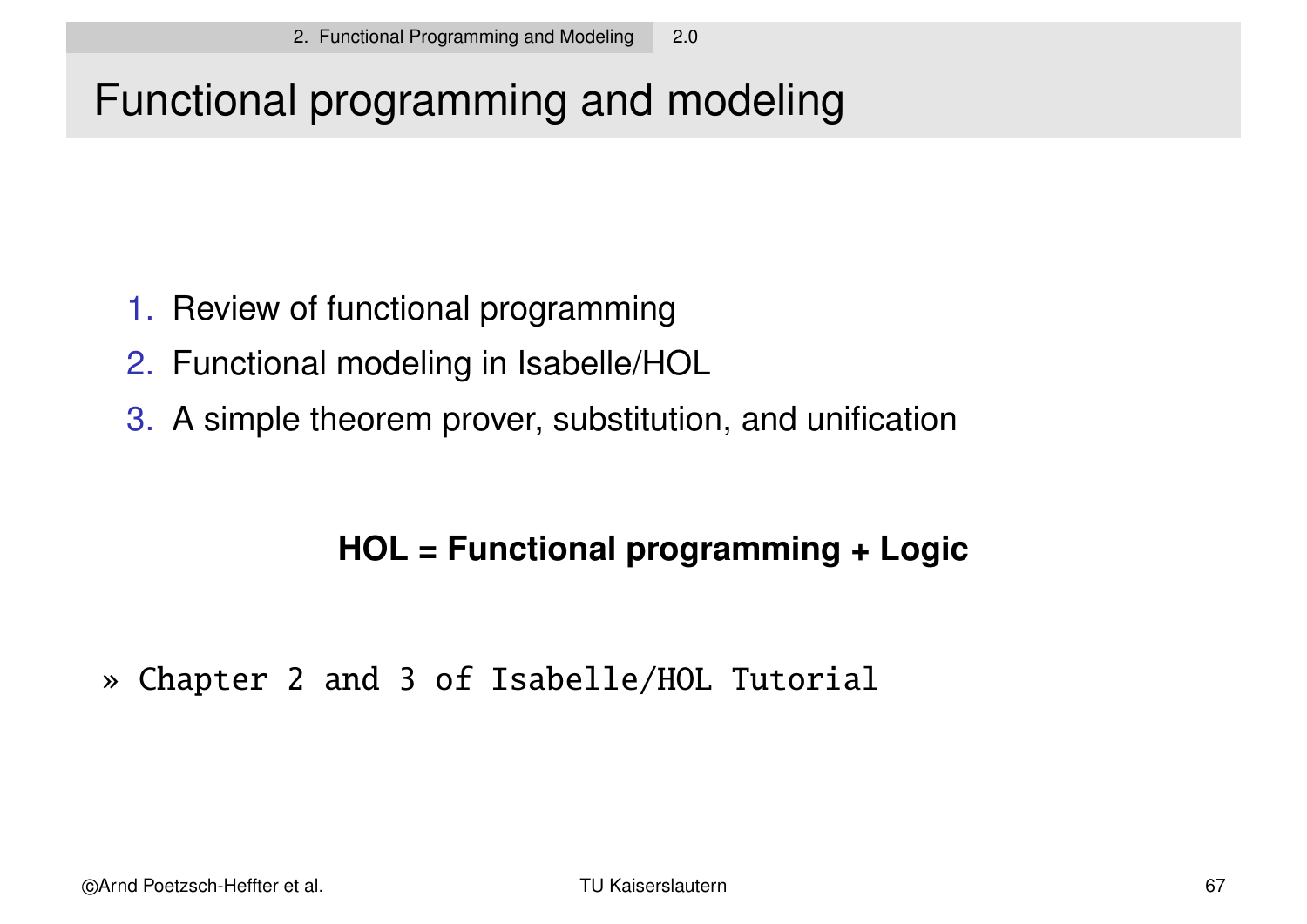# Functional programming and modeling

1. Review of functional programming
2. Functional modeling in Isabelle/HOL
3. A simple theorem prover, substitution, and unification

**HOL = Functional programming + Logic**

» `Chapter 2 and 3 of Isabelle/HOL Tutorial`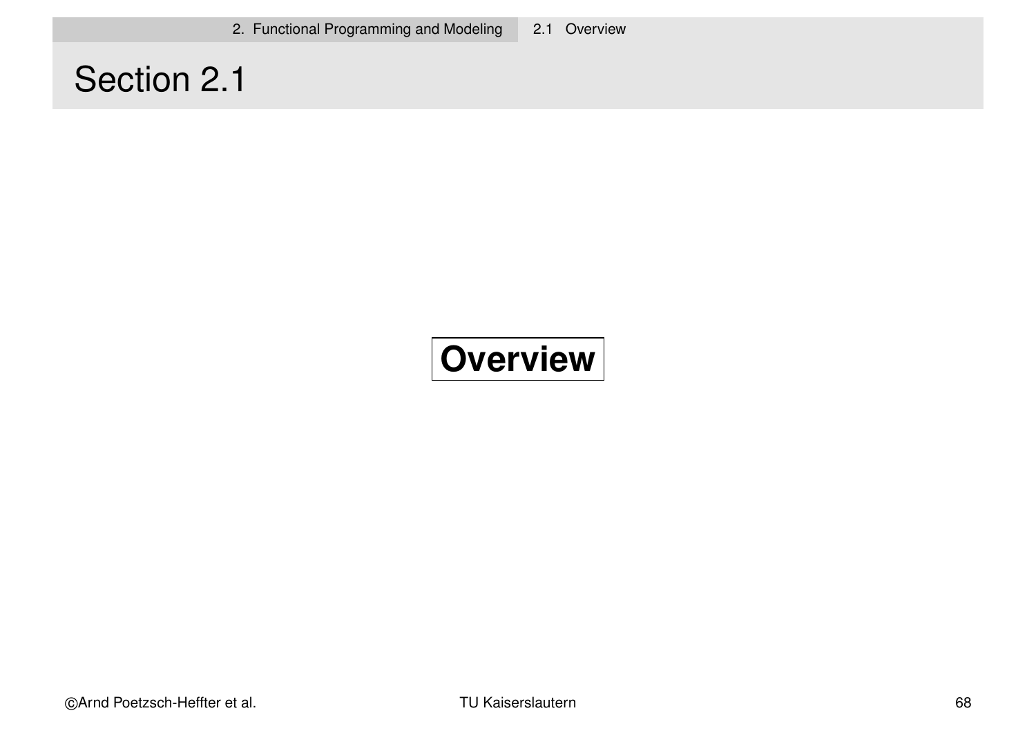# Section 2.1

**Overview**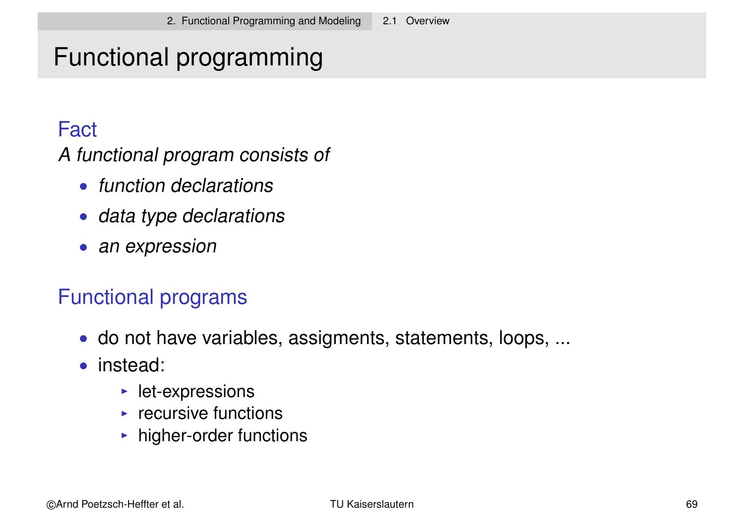# Functional programming

### Fact

*A functional program consists of*

- *function declarations*
- *data type declarations*
- *an expression*

### Functional programs

- do not have variables, assigments, statements, loops, ...
- instead:
  - let-expressions
  - recursive functions
  - higher-order functions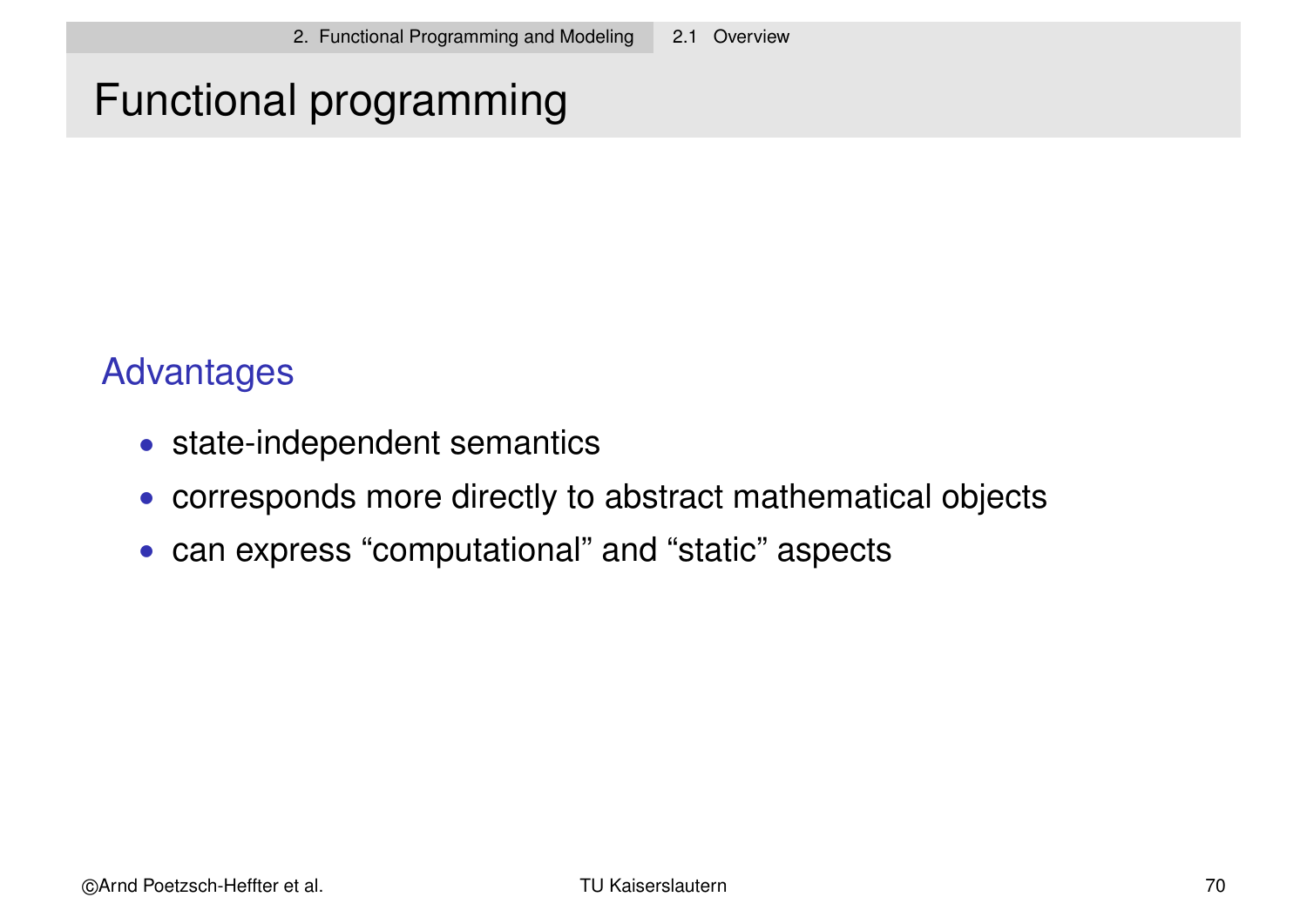# Functional programming

## Advantages

- state-independent semantics
- corresponds more directly to abstract mathematical objects
- can express “computational” and “static” aspects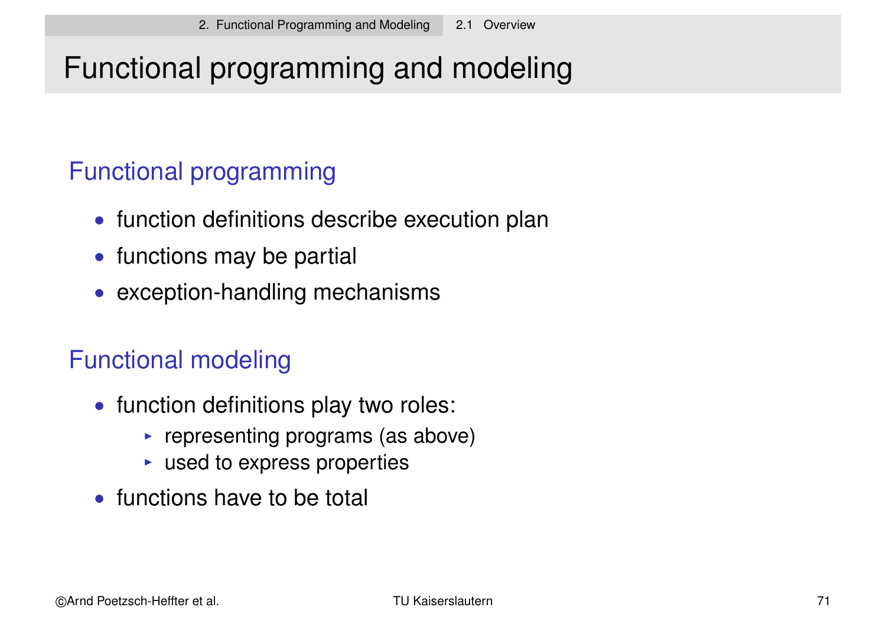# Functional programming and modeling

## Functional programming

- function definitions describe execution plan
- functions may be partial
- exception-handling mechanisms

## Functional modeling

- function definitions play two roles:
  - representing programs (as above)
  - used to express properties
- functions have to be total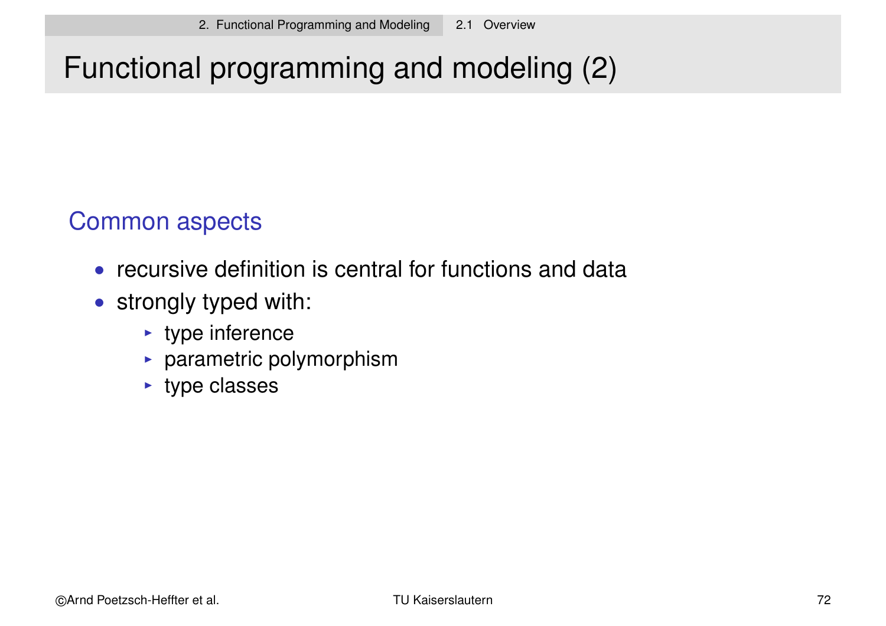# Functional programming and modeling (2)

## Common aspects

- recursive definition is central for functions and data
- strongly typed with:
  - type inference
  - parametric polymorphism
  - type classes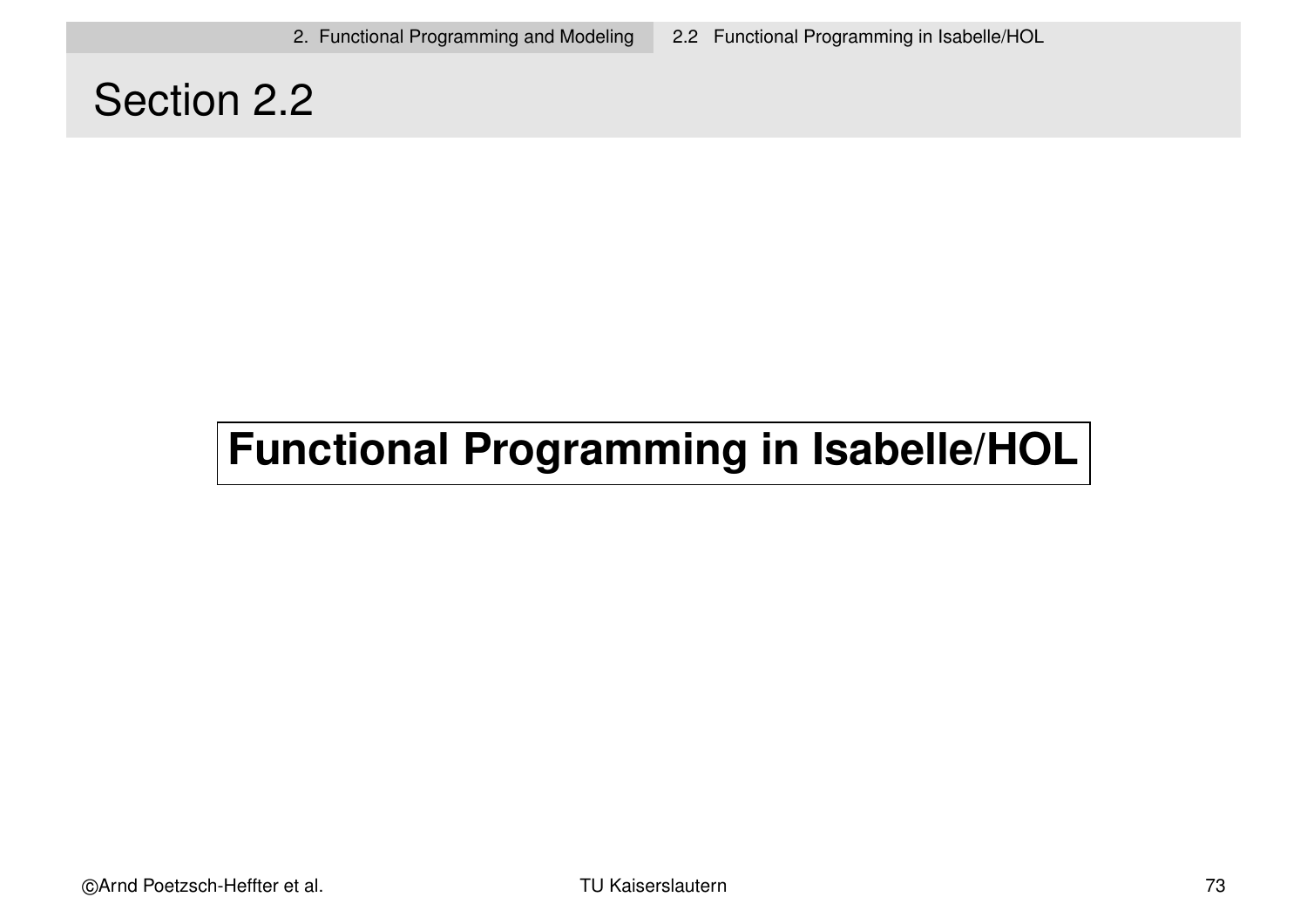# Section 2.2

## Functional Programming in Isabelle/HOL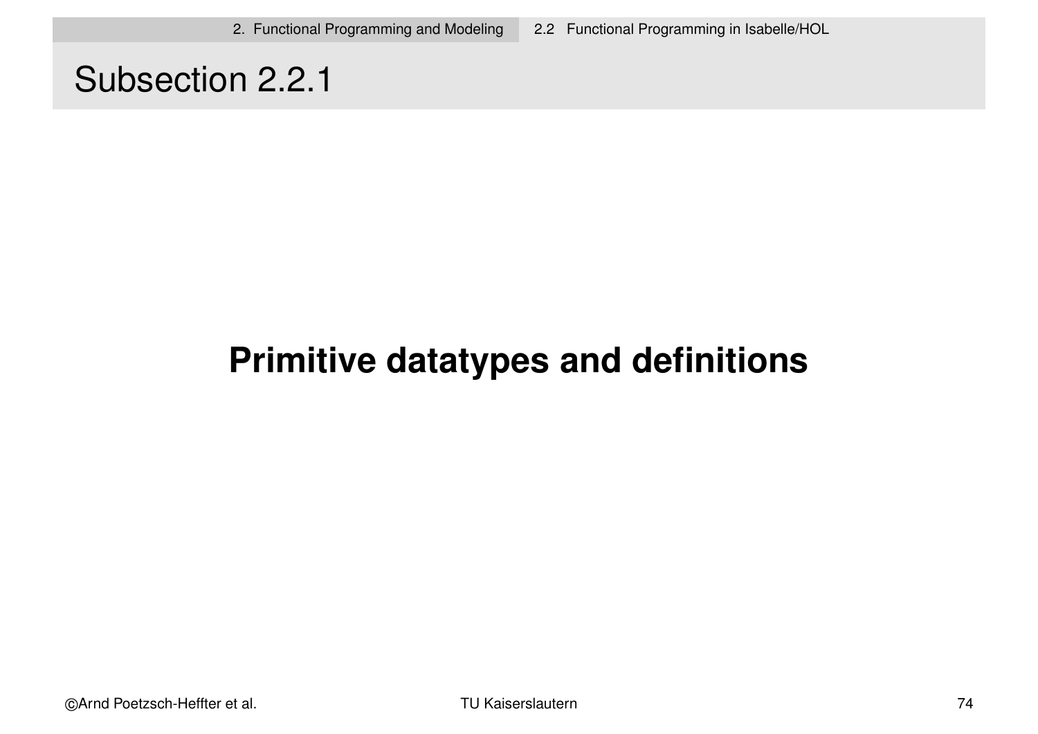## Subsection 2.2.1

# Primitive datatypes and definitions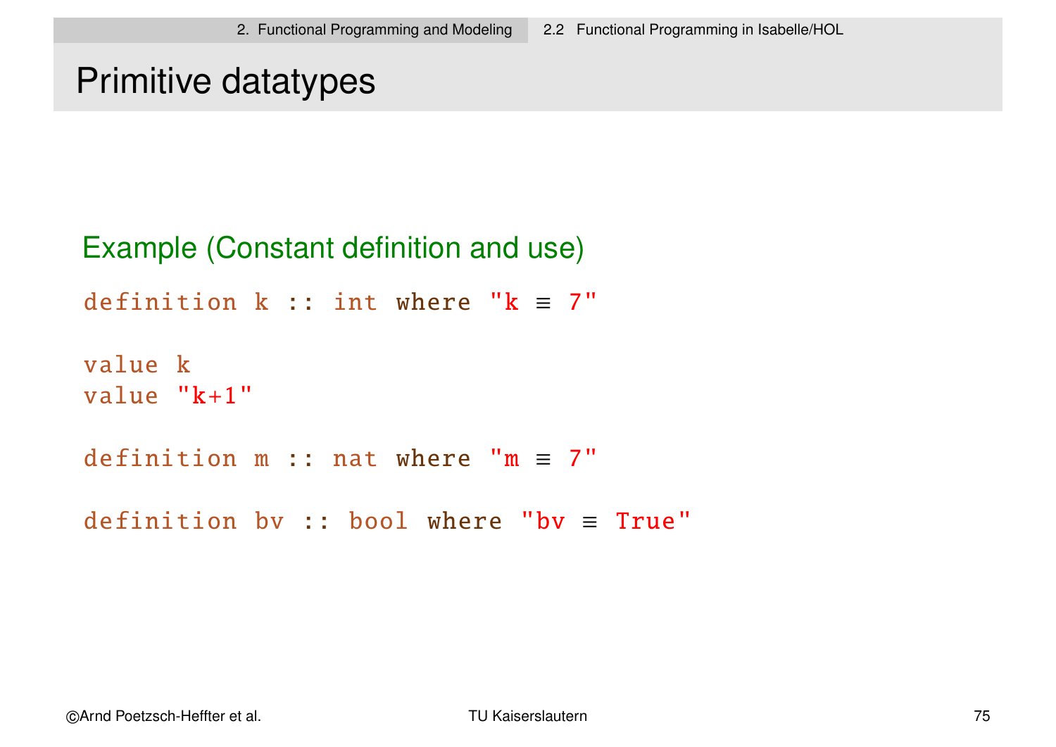# Primitive datatypes

### Example (Constant definition and use)

```
definition k :: int where "k ≡ 7"

value k
value "k+1"

definition m :: nat where "m ≡ 7"

definition bv :: bool where "bv ≡ True"
```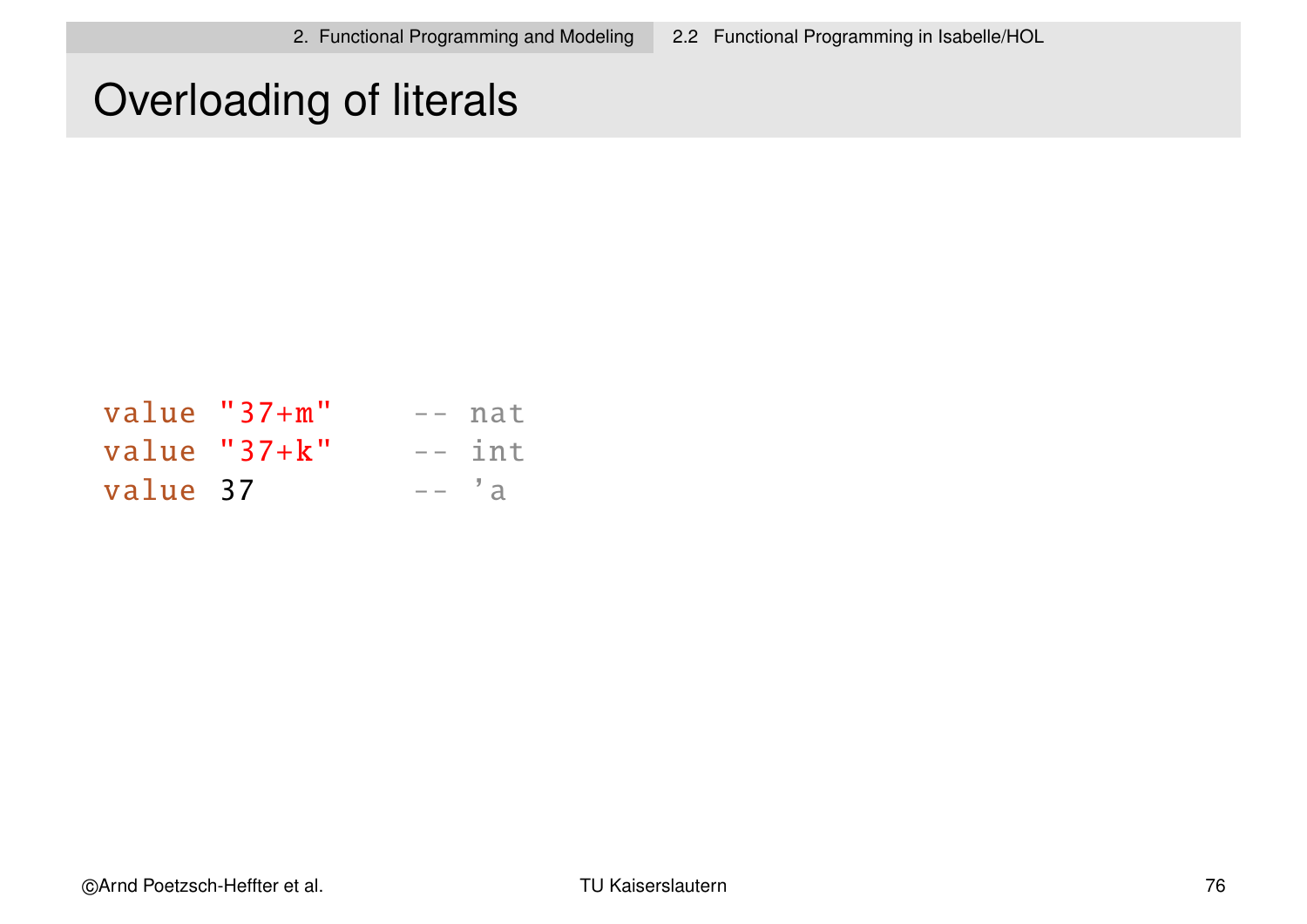# Overloading of literals

```
value "37+m"    -- nat
value "37+k"    -- int
value 37        -- 'a
```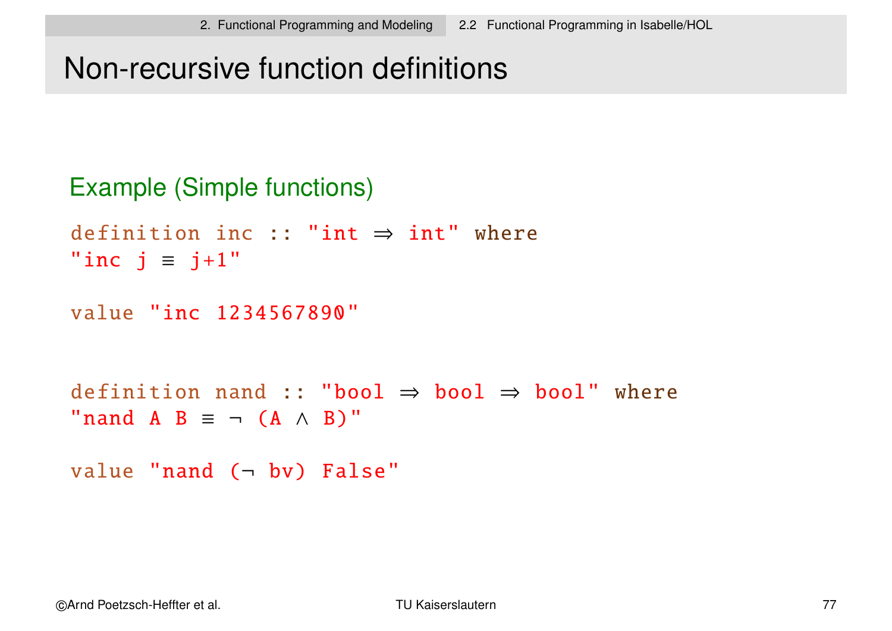# Non-recursive function definitions

## Example (Simple functions)

```
definition inc :: "int ⇒ int" where
"inc j ≡ j+1"

value "inc 1234567890"


definition nand :: "bool ⇒ bool ⇒ bool" where
"nand A B ≡ ¬ (A ∧ B)"

value "nand (¬ bv) False"
```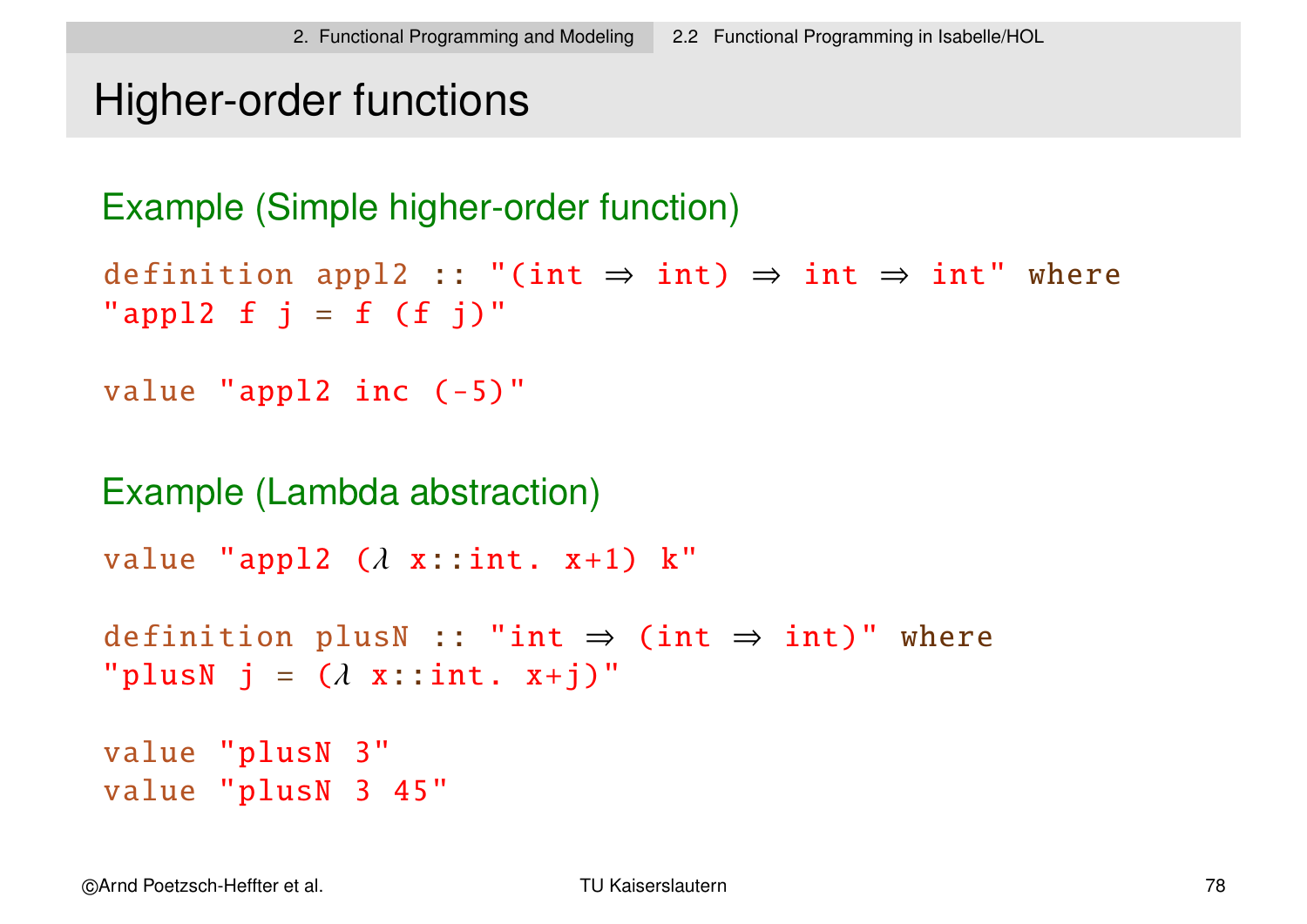# Higher-order functions

## Example (Simple higher-order function)

```
definition appl2 :: "(int ⇒ int) ⇒ int ⇒ int" where
"appl2 f j = f (f j)"

value "appl2 inc (-5)"
```

## Example (Lambda abstraction)

```
value "appl2 (λ x::int. x+1) k"

definition plusN :: "int ⇒ (int ⇒ int)" where
"plusN j = (λ x::int. x+j)"

value "plusN 3"
value "plusN 3 45"
```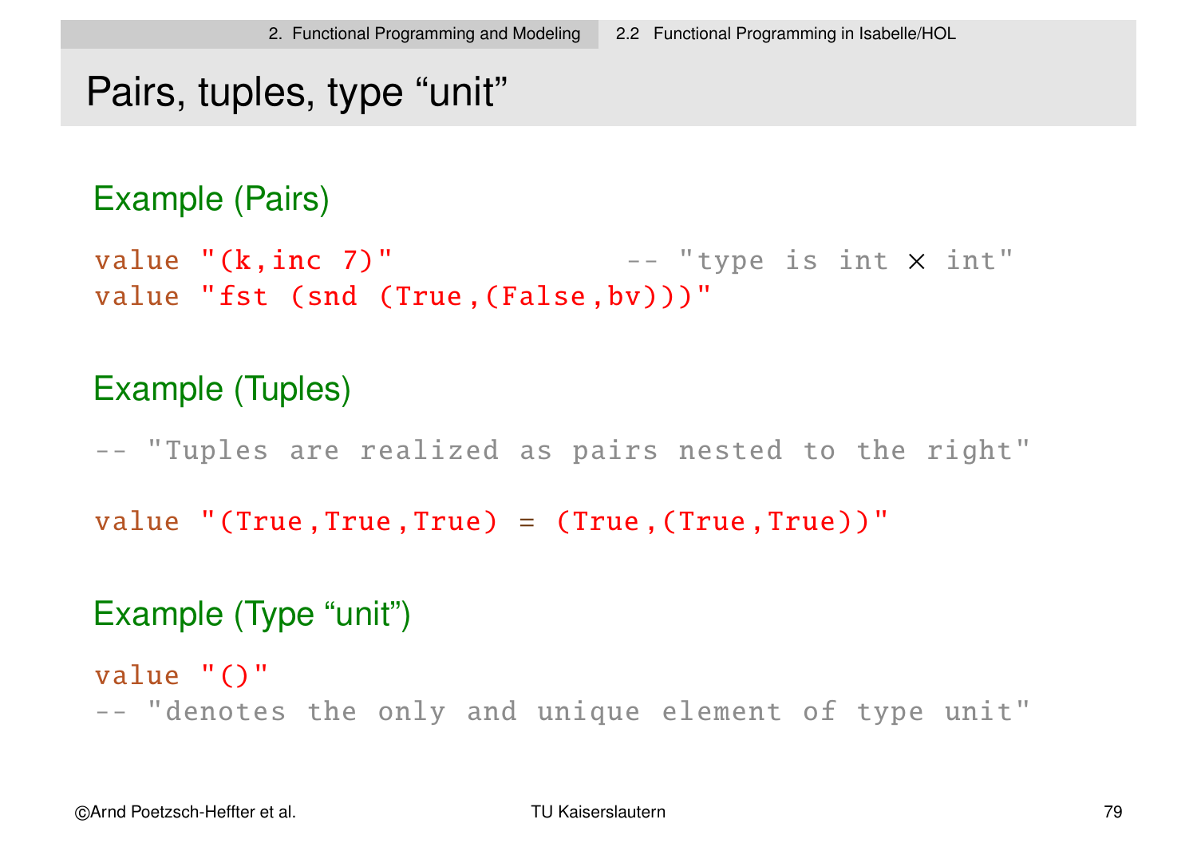# Pairs, tuples, type “unit”

## Example (Pairs)

```
value "(k,inc 7)"                -- "type is int × int"
value "fst (snd (True,(False,bv)))"
```

## Example (Tuples)

```
-- "Tuples are realized as pairs nested to the right"

value "(True,True,True) = (True,(True,True))"
```

## Example (Type “unit”)

```
value "()"
-- "denotes the only and unique element of type unit"
```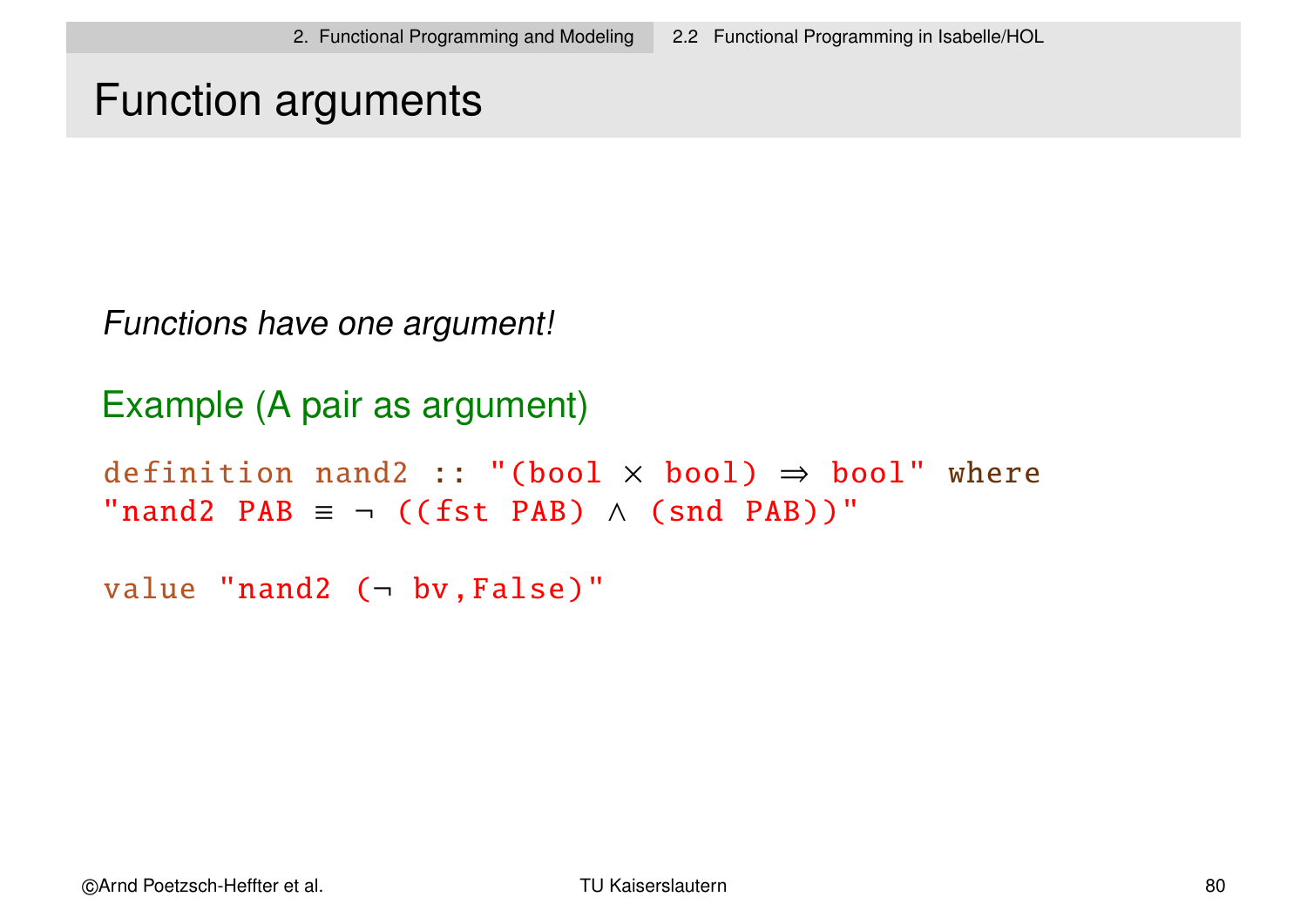# Function arguments

*Functions have one argument!*

## Example (A pair as argument)

```
definition nand2 :: "(bool × bool) ⇒ bool" where
"nand2 PAB ≡ ¬ ((fst PAB) ∧ (snd PAB))"

value "nand2 (¬ bv,False)"
```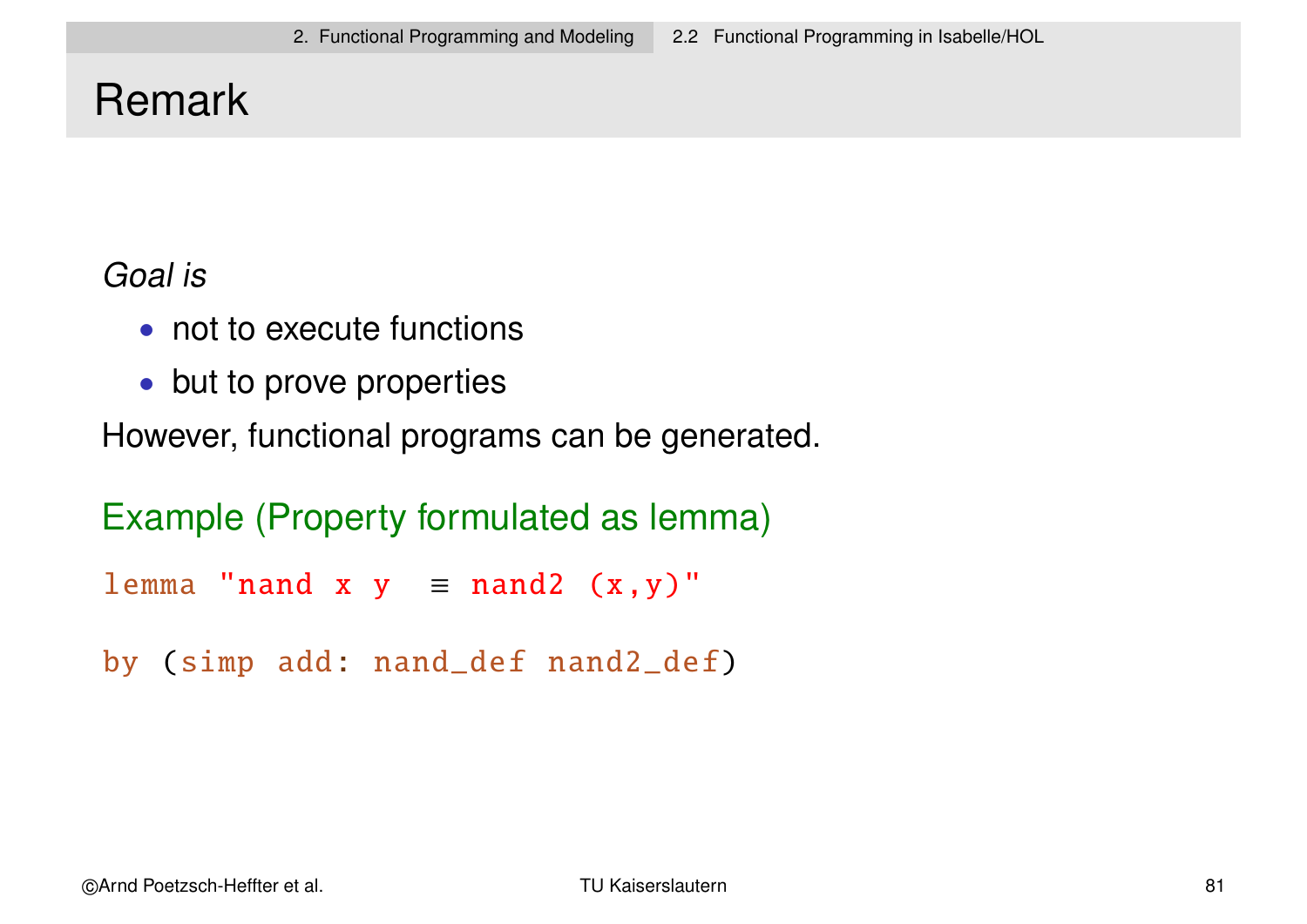# Remark

*Goal is*

- not to execute functions
- but to prove properties

However, functional programs can be generated.

### Example (Property formulated as lemma)

```
lemma "nand x y  ≡ nand2 (x,y)"

by (simp add: nand_def nand2_def)
```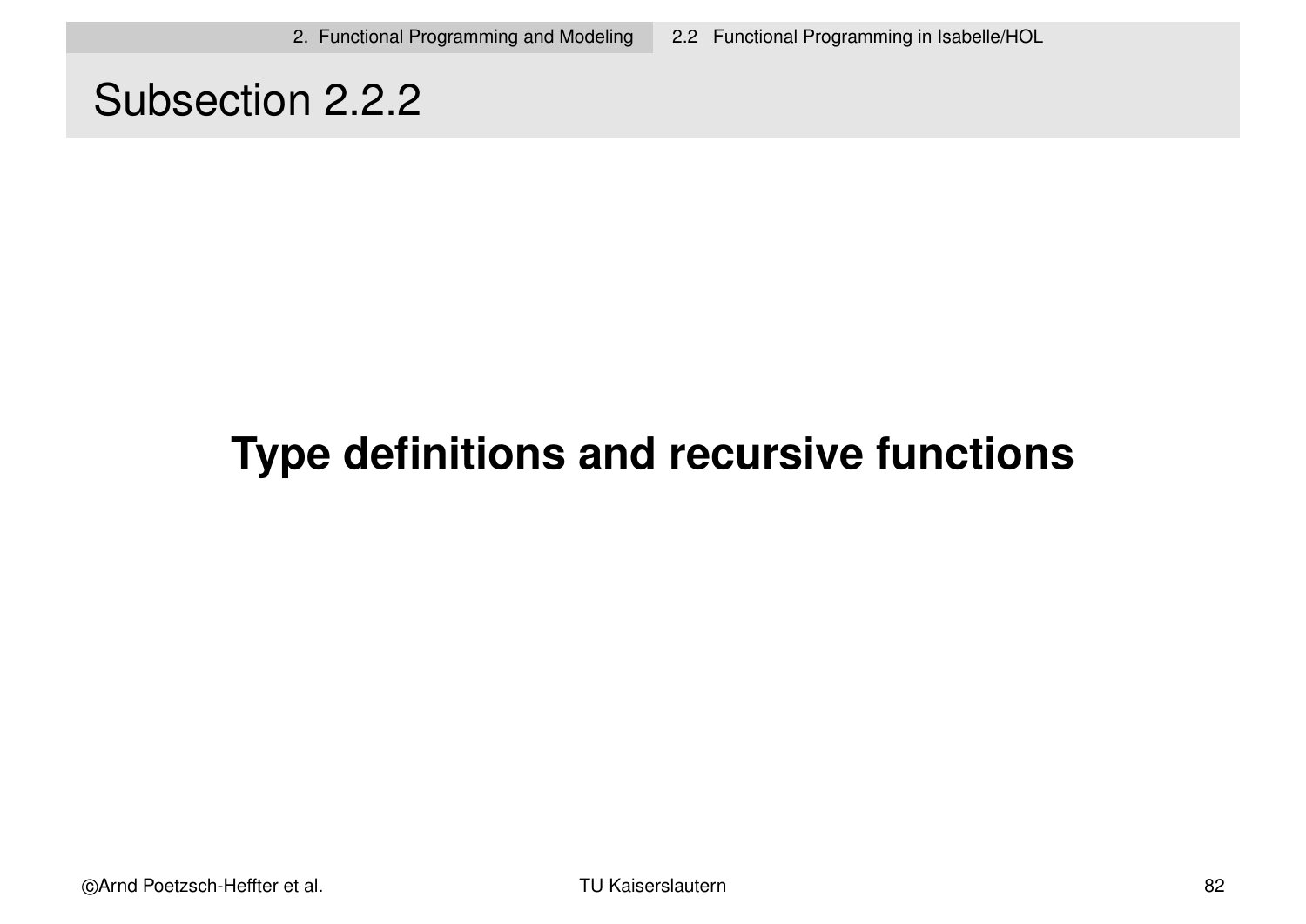# Subsection 2.2.2

**Type definitions and recursive functions**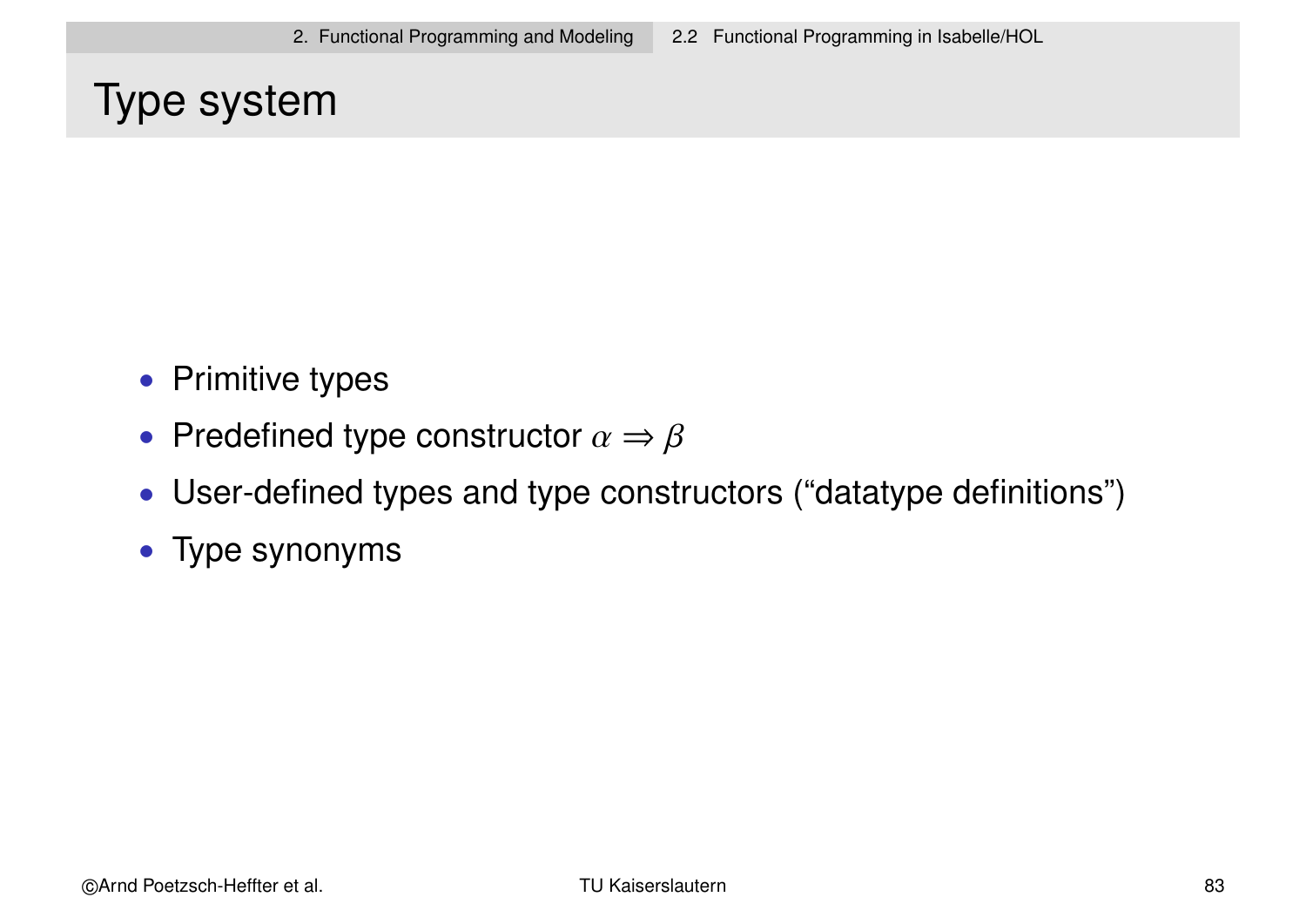# Type system

- Primitive types
- Predefined type constructor $\alpha \Rightarrow \beta$
- User-defined types and type constructors (“datatype definitions”)
- Type synonyms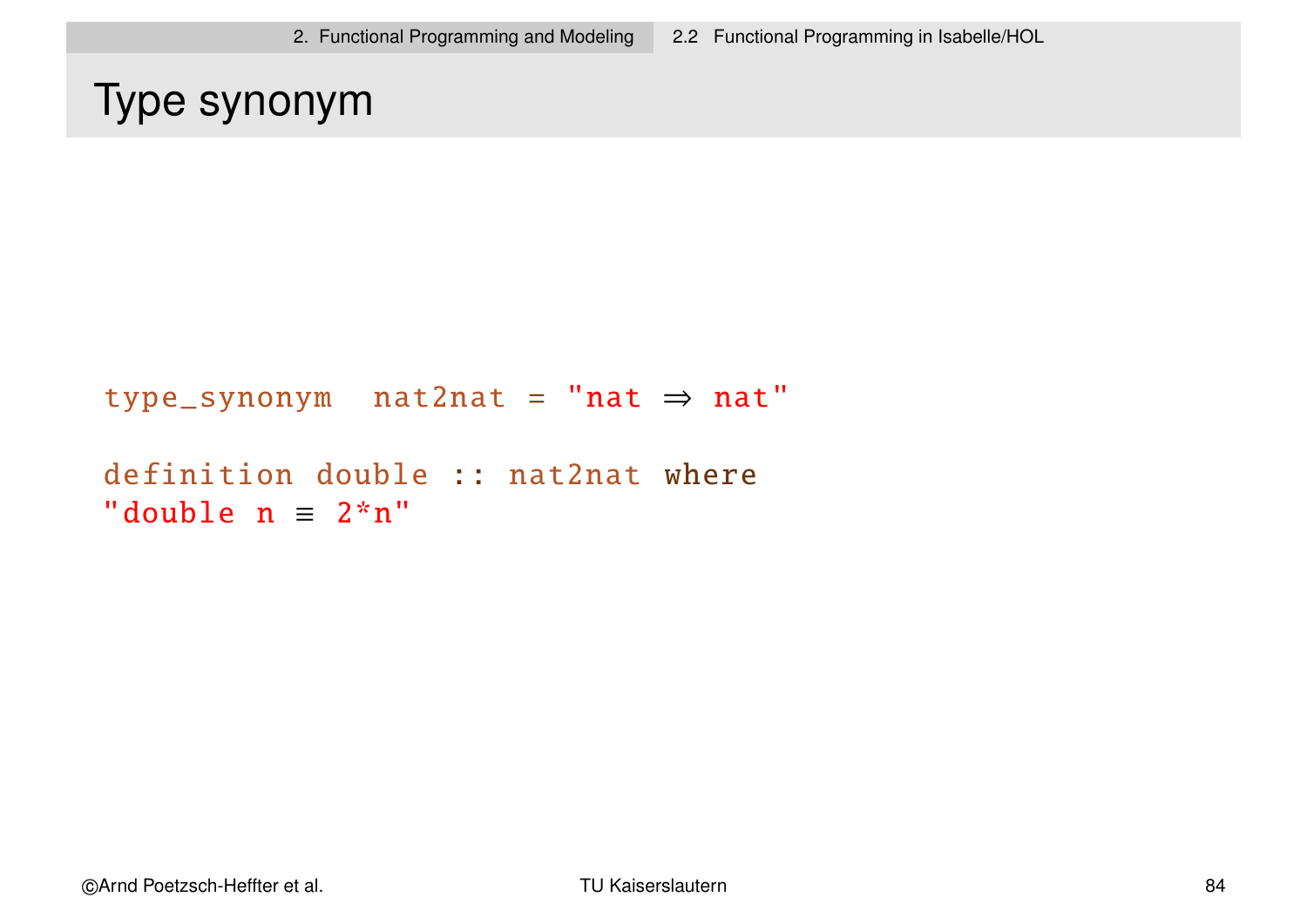# Type synonym

```
type_synonym  nat2nat = "nat ⇒ nat"

definition double :: nat2nat where
"double n ≡ 2*n"
```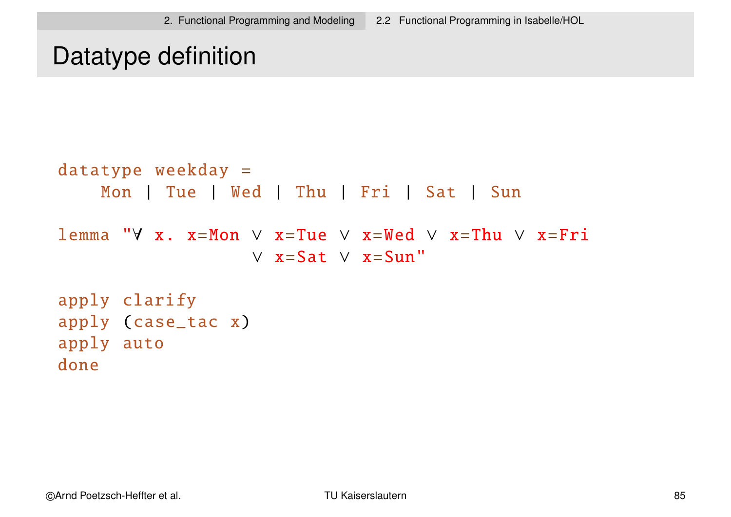# Datatype definition

```
datatype weekday =
    Mon | Tue | Wed | Thu | Fri | Sat | Sun

lemma "∀ x. x=Mon ∨ x=Tue ∨ x=Wed ∨ x=Thu ∨ x=Fri
                  ∨ x=Sat ∨ x=Sun"

apply clarify
apply (case_tac x)
apply auto
done
```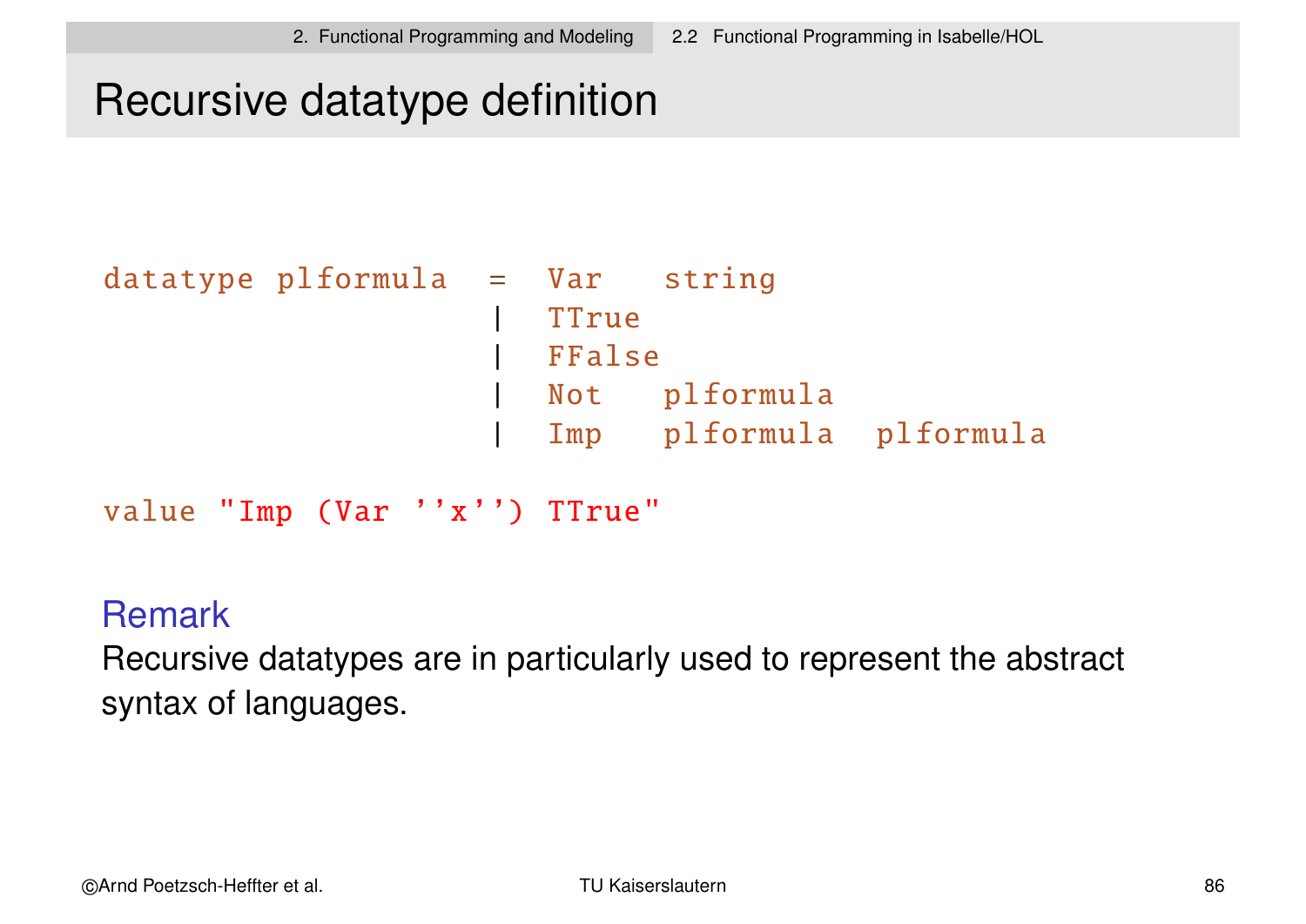# Recursive datatype definition

```
datatype plformula  =  Var   string
                    |  TTrue
                    |  FFalse
                    |  Not   plformula
                    |  Imp   plformula  plformula

value "Imp (Var ''x'') TTrue"
```

### Remark

Recursive datatypes are in particularly used to represent the abstract syntax of languages.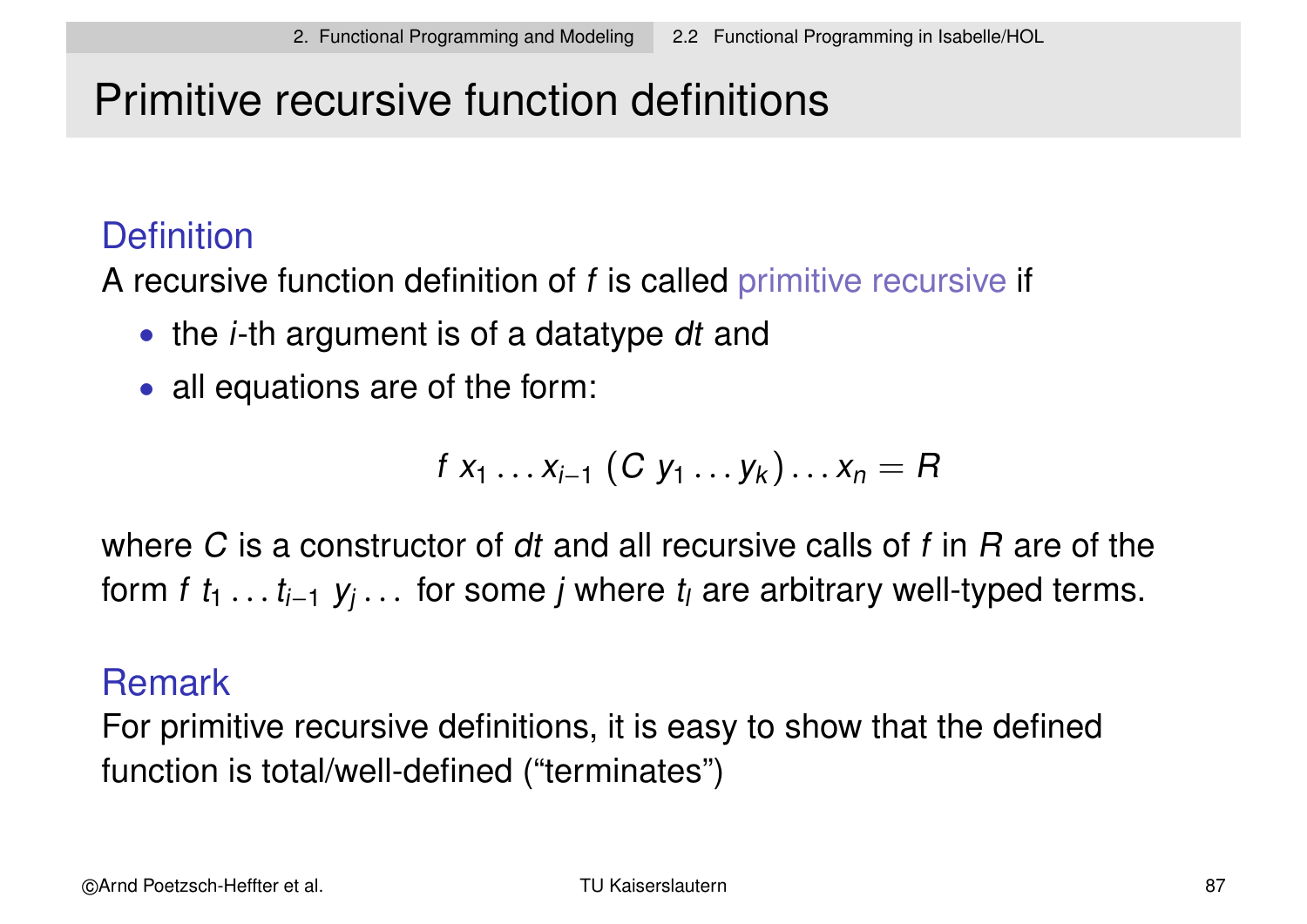# Primitive recursive function definitions

## Definition

A recursive function definition of $f$ is called primitive recursive if

- the $i$-th argument is of a datatype $dt$ and
- all equations are of the form:

$$f\ x_1 \dots x_{i-1}\ (C\ y_1 \dots y_k) \dots x_n = R$$

where $C$ is a constructor of $dt$ and all recursive calls of $f$ in $R$ are of the form $f\ t_1 \dots t_{i-1}\ y_j \dots$ for some $j$ where $t_l$ are arbitrary well-typed terms.

## Remark

For primitive recursive definitions, it is easy to show that the defined function is total/well-defined ("terminates")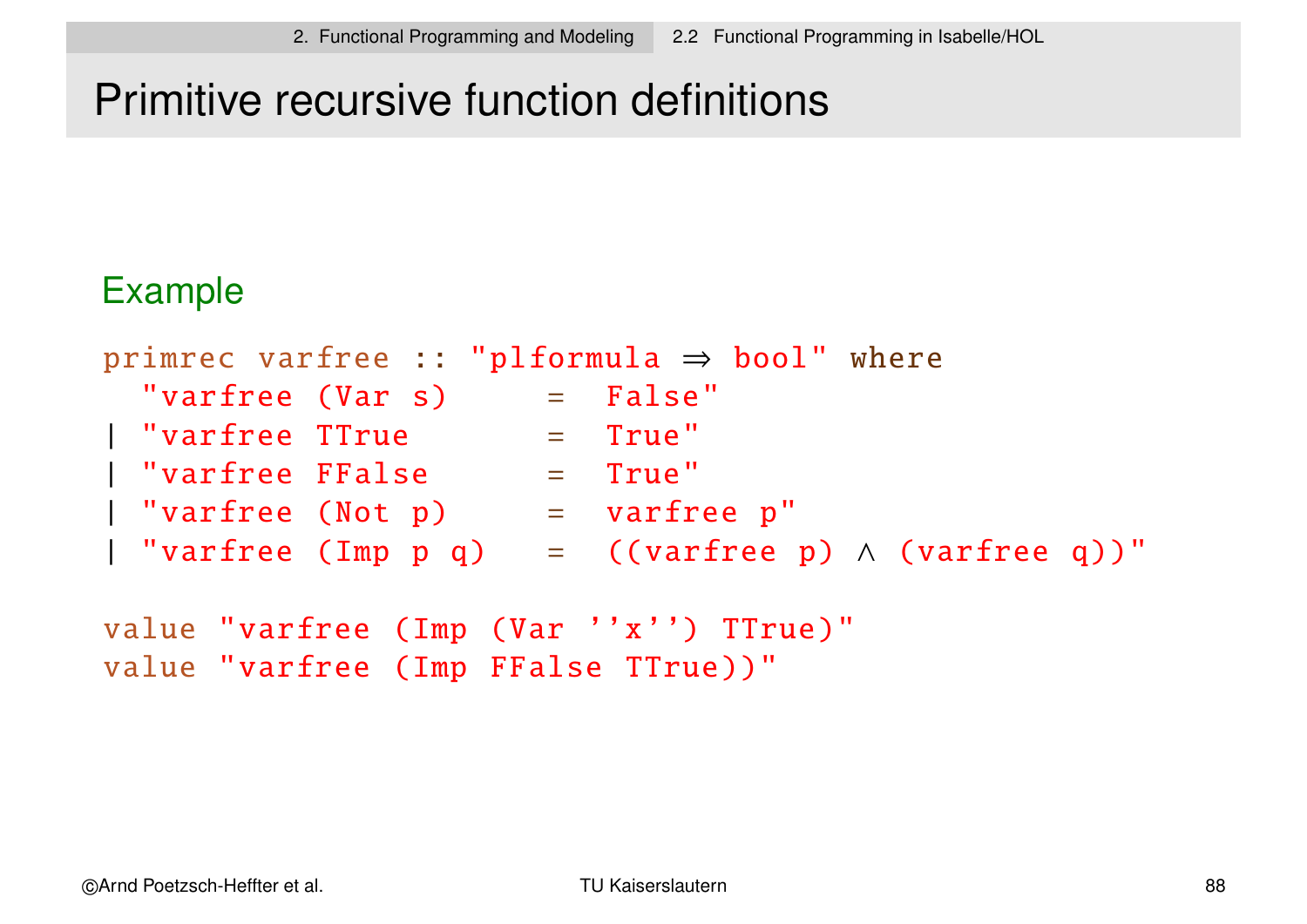# Primitive recursive function definitions

## Example

```
primrec varfree :: "plformula ⇒ bool" where
  "varfree (Var s)      =  False"
| "varfree TTrue        =  True"
| "varfree FFalse       =  True"
| "varfree (Not p)      =  varfree p"
| "varfree (Imp p q)    =  ((varfree p) ∧ (varfree q))"

value "varfree (Imp (Var ''x'') TTrue)"
value "varfree (Imp FFalse TTrue))"
```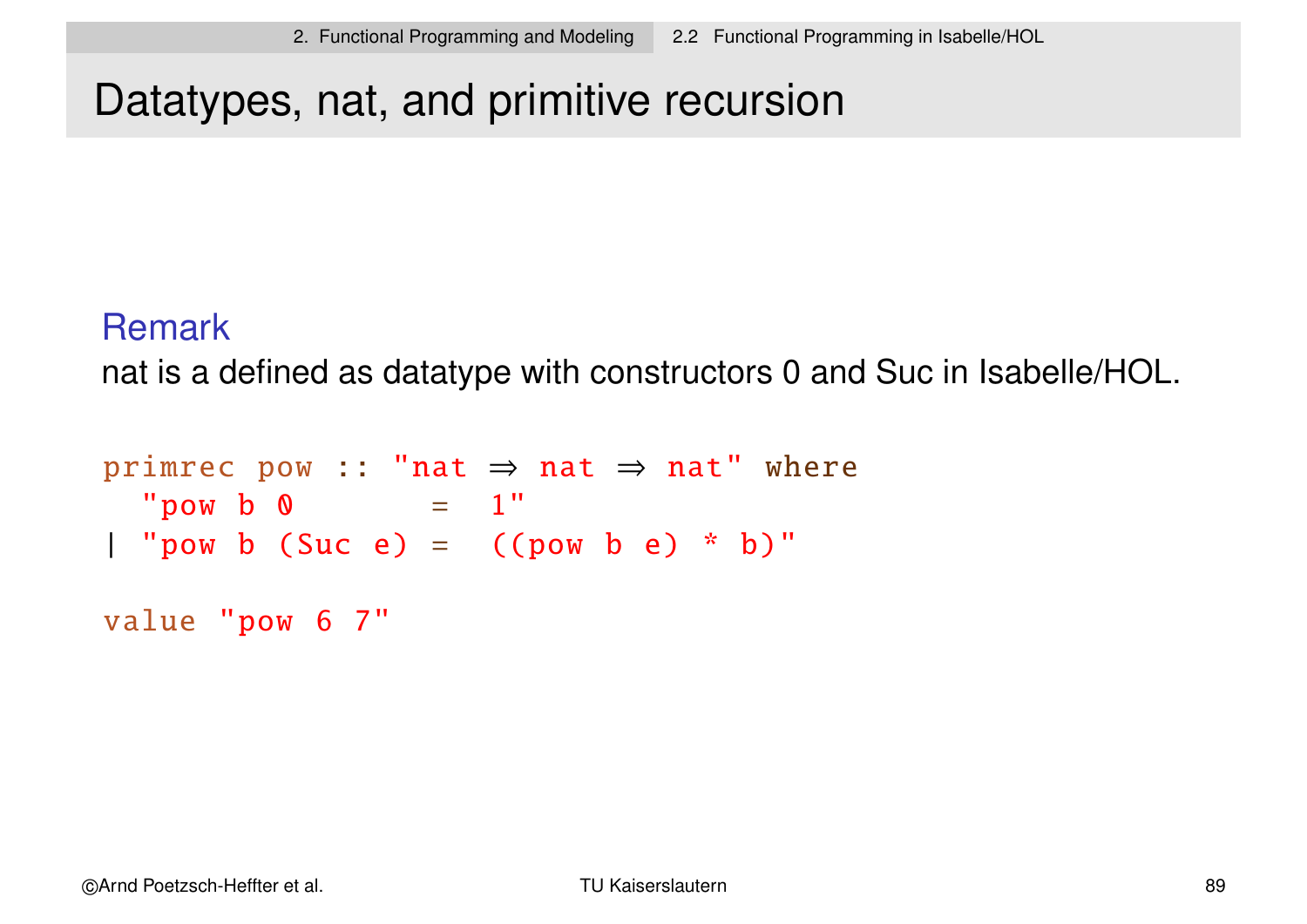# Datatypes, nat, and primitive recursion

### Remark

nat is a defined as datatype with constructors 0 and Suc in Isabelle/HOL.

```
primrec pow :: "nat ⇒ nat ⇒ nat" where
  "pow b 0        =  1"
| "pow b (Suc e) =  ((pow b e) * b)"

value "pow 6 7"
```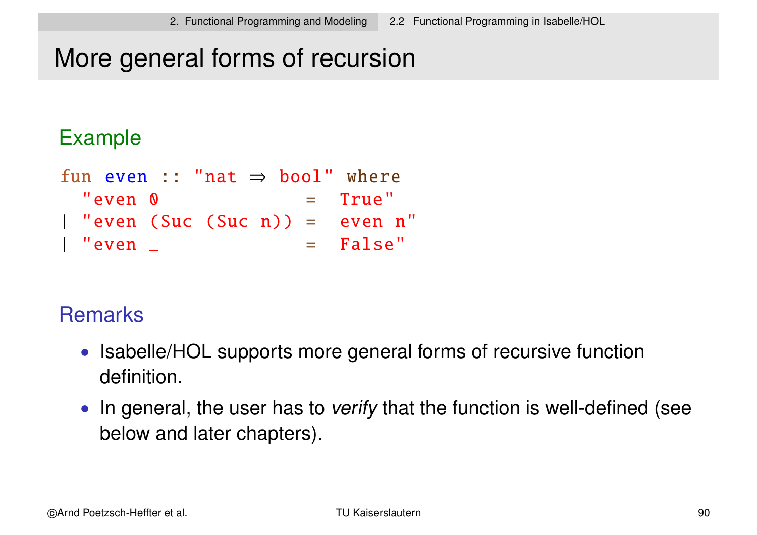# More general forms of recursion

## Example

```
fun even :: "nat ⇒ bool" where
  "even 0              =  True"
| "even (Suc (Suc n)) =  even n"
| "even _              =  False"
```

## Remarks

- Isabelle/HOL supports more general forms of recursive function definition.
- In general, the user has to *verify* that the function is well-defined (see below and later chapters).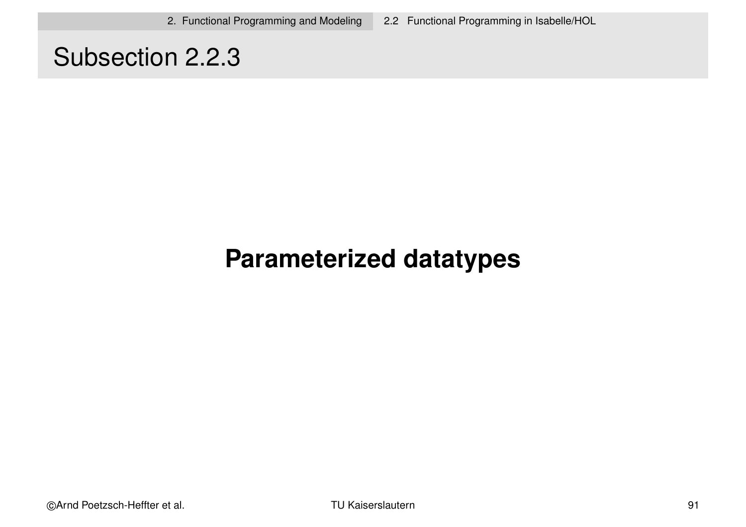# Subsection 2.2.3

## Parameterized datatypes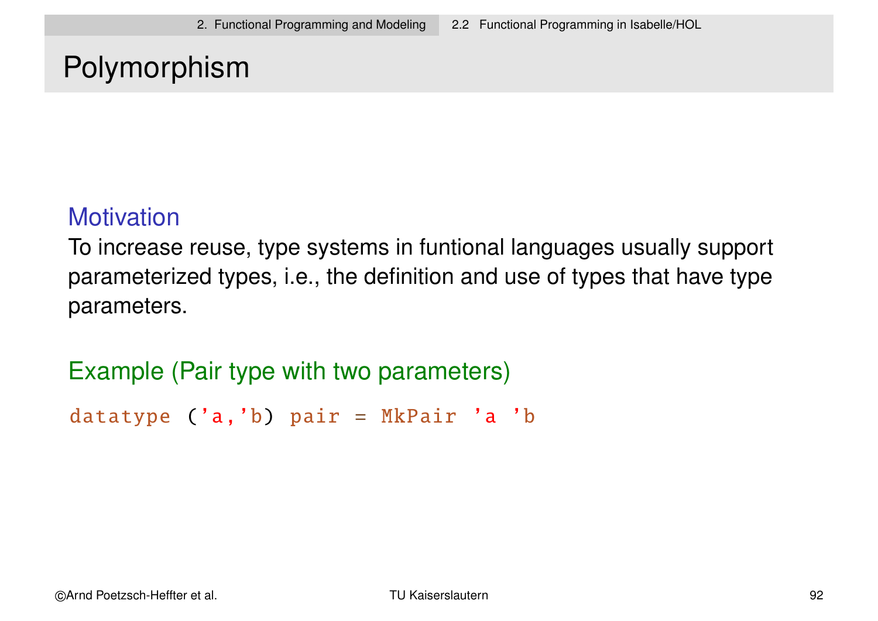# Polymorphism

### Motivation

To increase reuse, type systems in funtional languages usually support parameterized types, i.e., the definition and use of types that have type parameters.

### Example (Pair type with two parameters)

```
datatype ('a,'b) pair = MkPair 'a 'b
```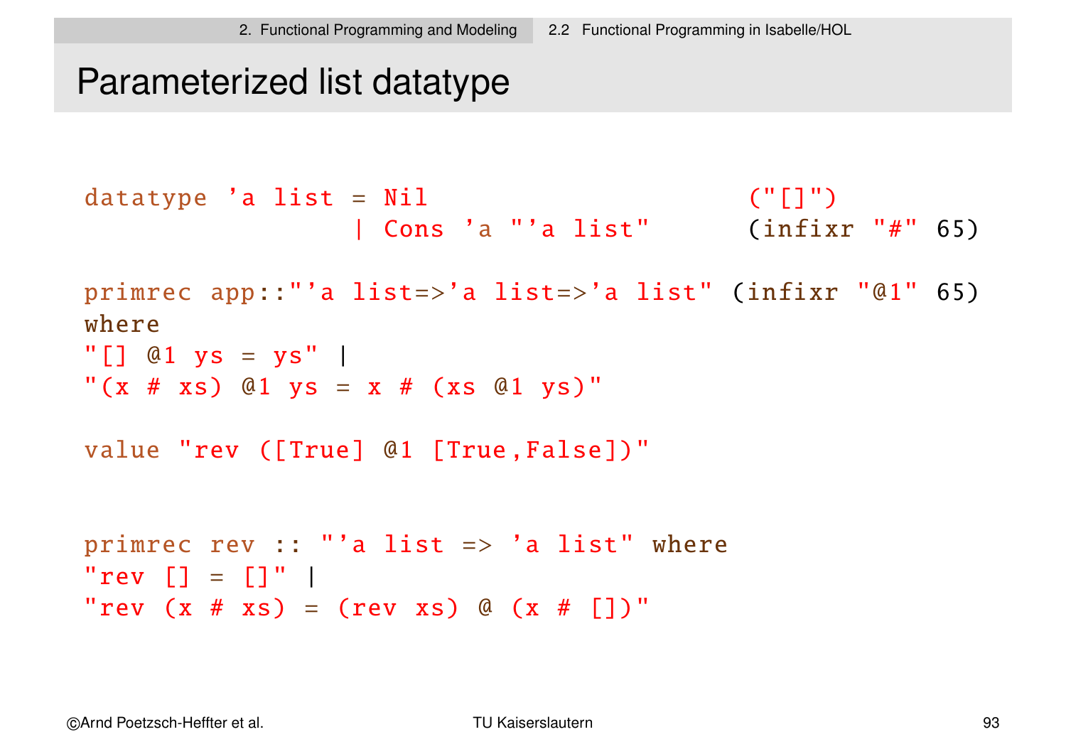# Parameterized list datatype

```
datatype 'a list = Nil                         ("[]")
                 | Cons 'a "'a list"           (infixr "#" 65)

primrec app::"'a list=>'a list=>'a list" (infixr "@1" 65)
where
"[] @1 ys = ys" |
"(x # xs) @1 ys = x # (xs @1 ys)"

value "rev ([True] @1 [True,False])"


primrec rev :: "'a list => 'a list" where
"rev [] = []" |
"rev (x # xs) = (rev xs) @ (x # [])"
```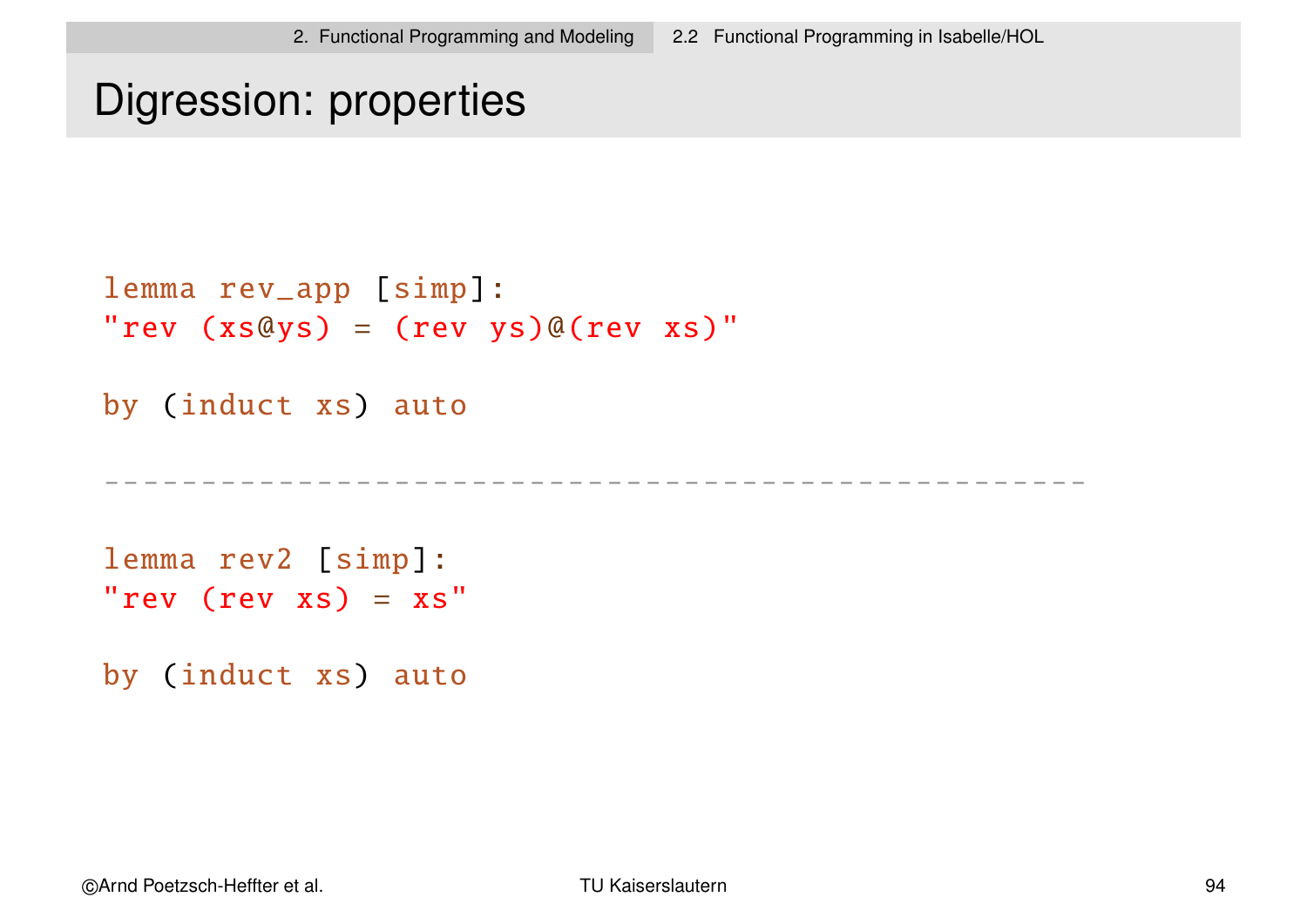# Digression: properties

```
lemma rev_app [simp]:
"rev (xs@ys) = (rev ys)@(rev xs)"

by (induct xs) auto

-----------------------------------------------------

lemma rev2 [simp]:
"rev (rev xs) = xs"

by (induct xs) auto
```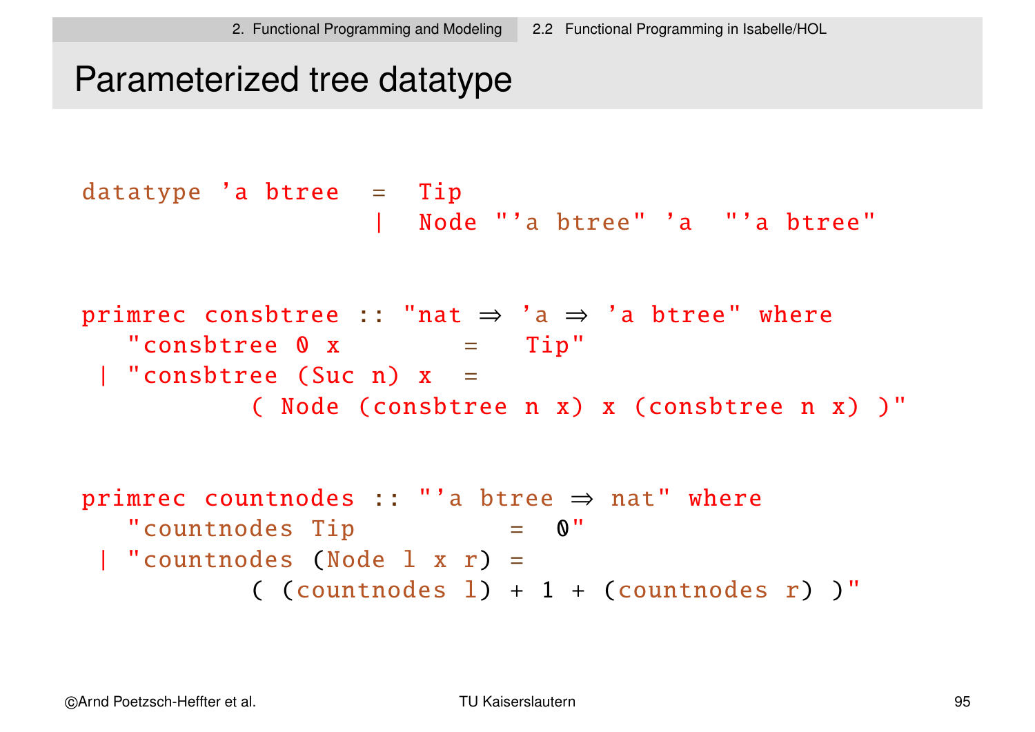# Parameterized tree datatype

```
datatype 'a btree  =  Tip
                   |  Node "'a btree" 'a  "'a btree"


primrec consbtree :: "nat ⇒ 'a ⇒ 'a btree" where
   "consbtree 0 x        =   Tip"
 | "consbtree (Suc n) x  =
          ( Node (consbtree n x) x (consbtree n x) )"


primrec countnodes :: "'a btree ⇒ nat" where
   "countnodes Tip          =  0"
 | "countnodes (Node l x r) =
          ( (countnodes l) + 1 + (countnodes r) )"
```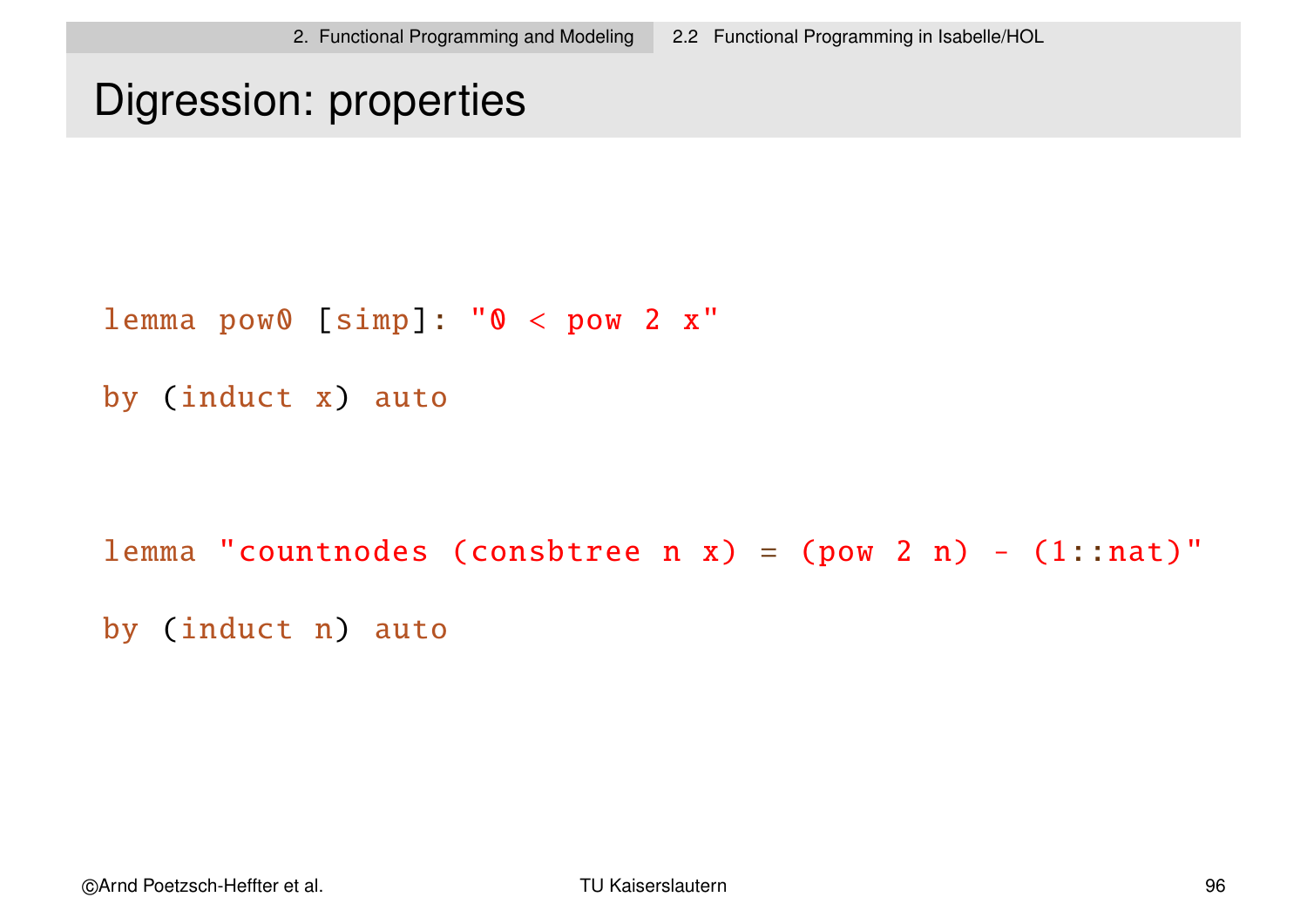# Digression: properties

```
lemma pow0 [simp]: "0 < pow 2 x"
by (induct x) auto

lemma "countnodes (consbtree n x) = (pow 2 n) - (1::nat)"
by (induct n) auto
```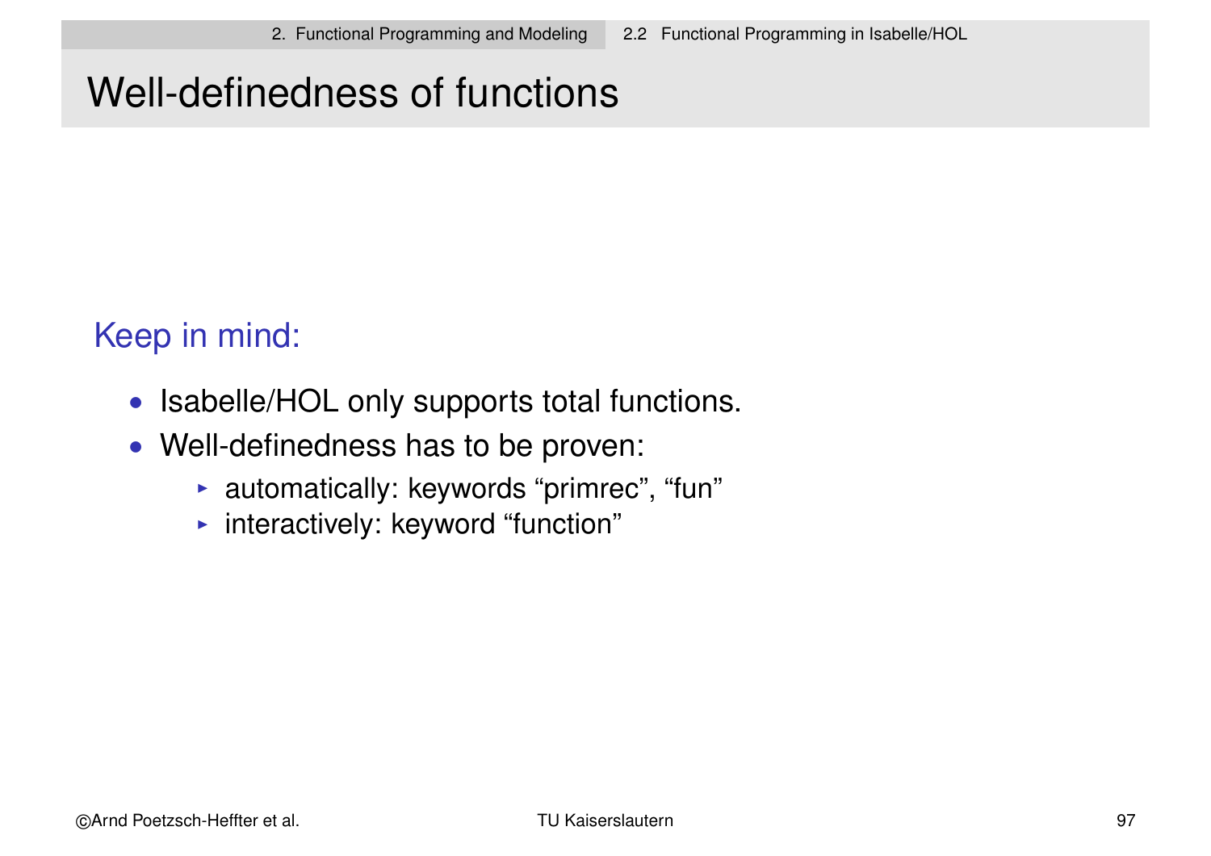# Well-definedness of functions

Keep in mind:

- Isabelle/HOL only supports total functions.
- Well-definedness has to be proven:
  - automatically: keywords “primrec”, “fun”
  - interactively: keyword “function”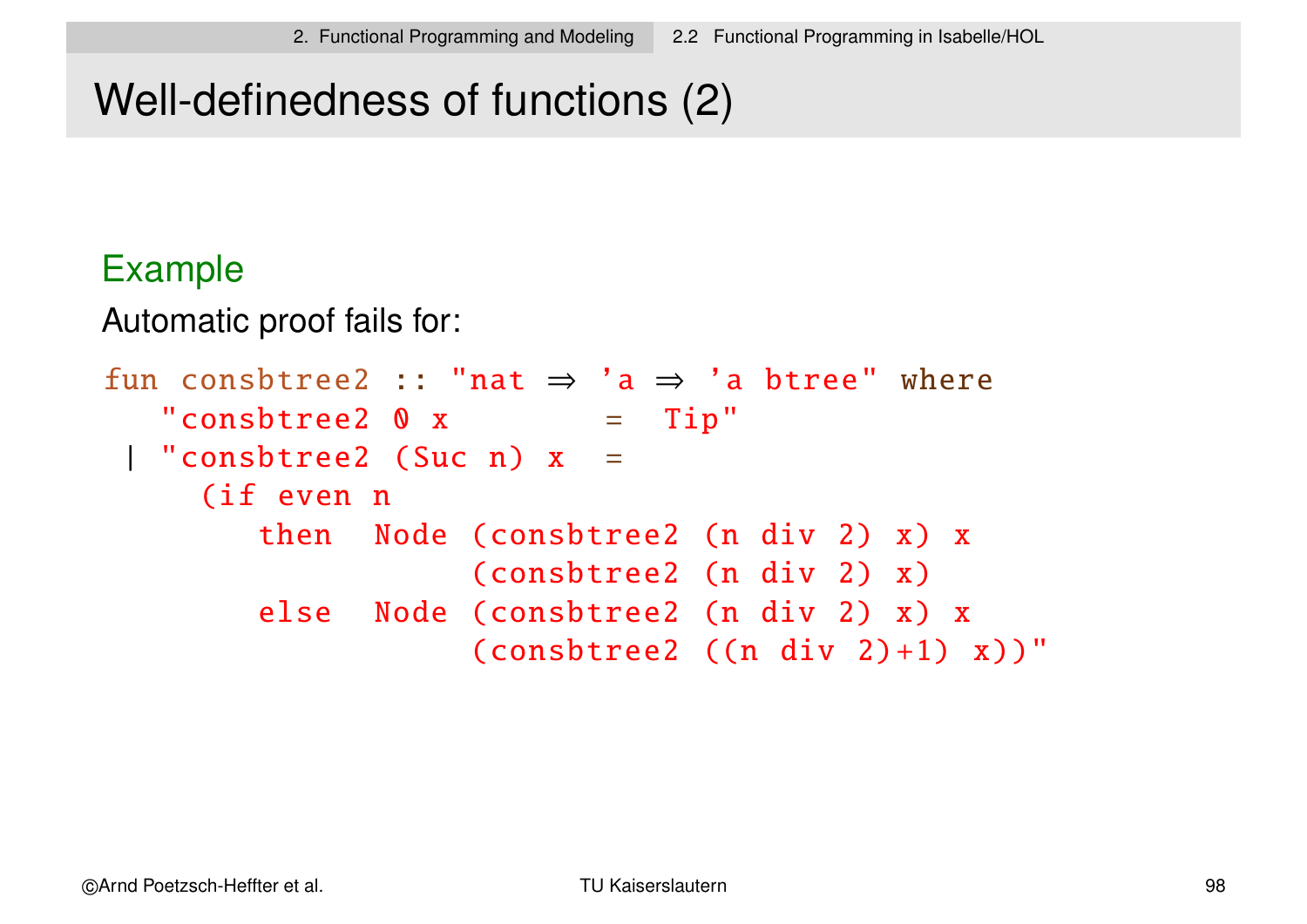# Well-definedness of functions (2)

## Example

Automatic proof fails for:

```
fun consbtree2 :: "nat ⇒ 'a ⇒ 'a btree" where
   "consbtree2 0 x         =  Tip"
 | "consbtree2 (Suc n) x  =
     (if even n
        then  Node (consbtree2 (n div 2) x) x
                   (consbtree2 (n div 2) x)
        else  Node (consbtree2 (n div 2) x) x
                   (consbtree2 ((n div 2)+1) x))"
```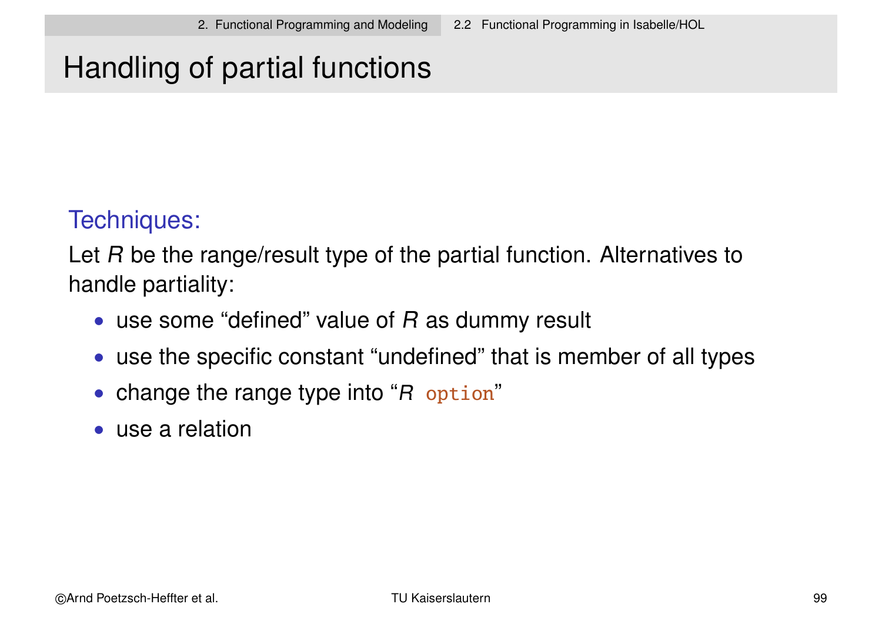# Handling of partial functions

## Techniques:

Let $R$ be the range/result type of the partial function. Alternatives to handle partiality:

- use some “defined” value of $R$ as dummy result
- use the specific constant “undefined” that is member of all types
- change the range type into “$R$ `option`”
- use a relation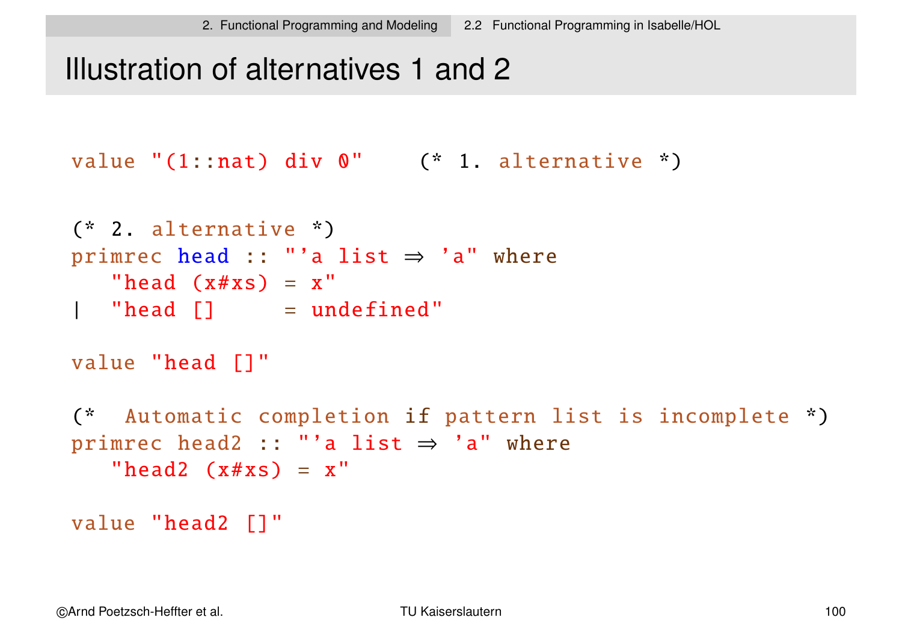# Illustration of alternatives 1 and 2

```
value "(1::nat) div 0"    (* 1. alternative *)

(* 2. alternative *)
primrec head :: "'a list ⇒ 'a" where
   "head (x#xs) = x"
|  "head []     = undefined"

value "head []"

(*  Automatic completion if pattern list is incomplete *)
primrec head2 :: "'a list ⇒ 'a" where
   "head2 (x#xs) = x"

value "head2 []"
```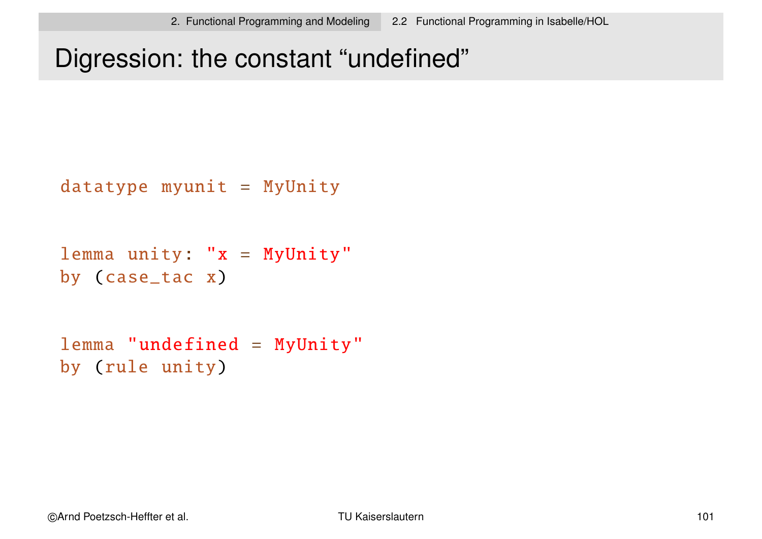# Digression: the constant “undefined”

```
datatype myunit = MyUnity

lemma unity: "x = MyUnity"
by (case_tac x)

lemma "undefined = MyUnity"
by (rule unity)
```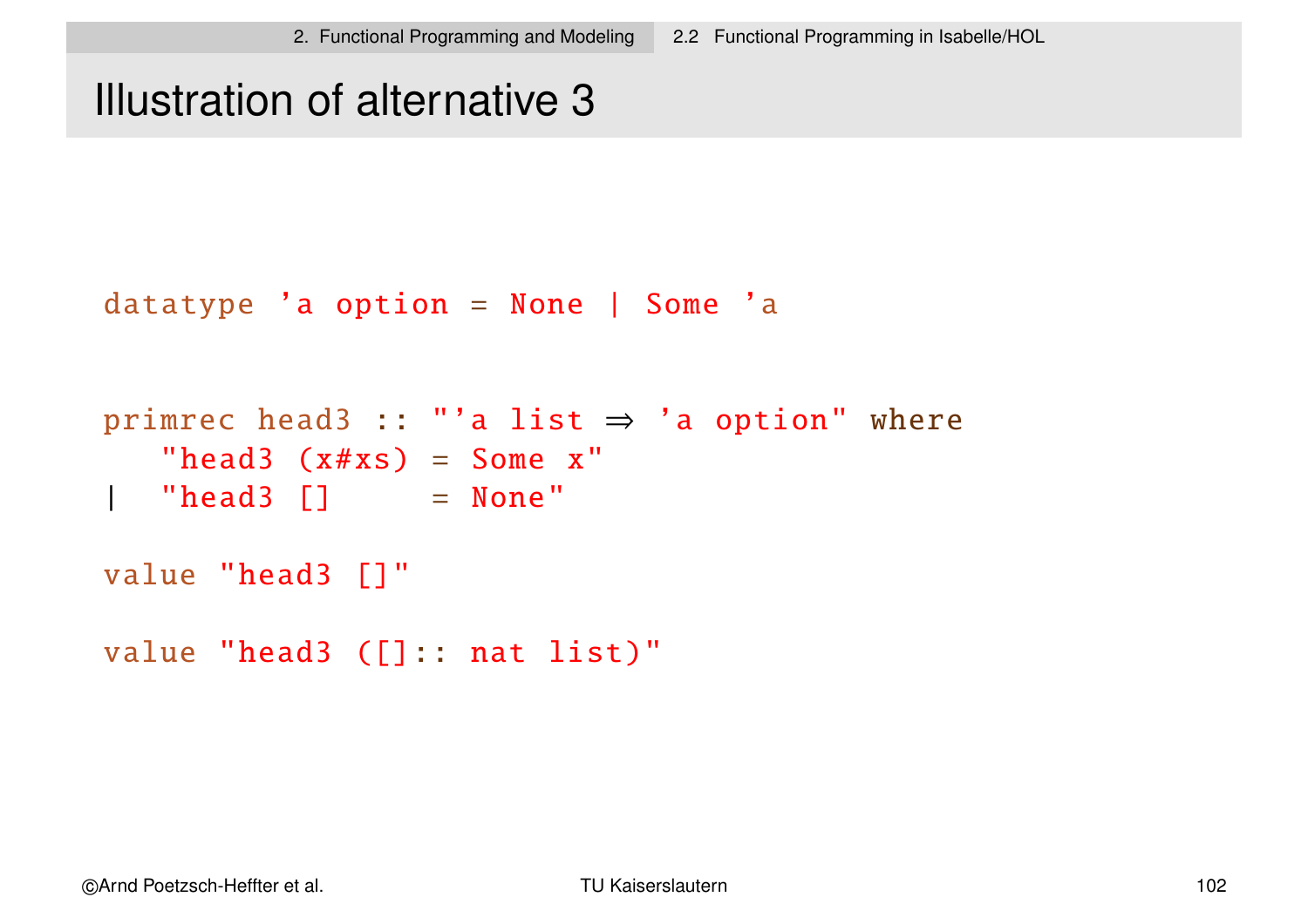# Illustration of alternative 3

```
datatype 'a option = None | Some 'a


primrec head3 :: "'a list ⇒ 'a option" where
   "head3 (x#xs) = Some x"
|  "head3 []     = None"

value "head3 []"

value "head3 ([]:: nat list)"
```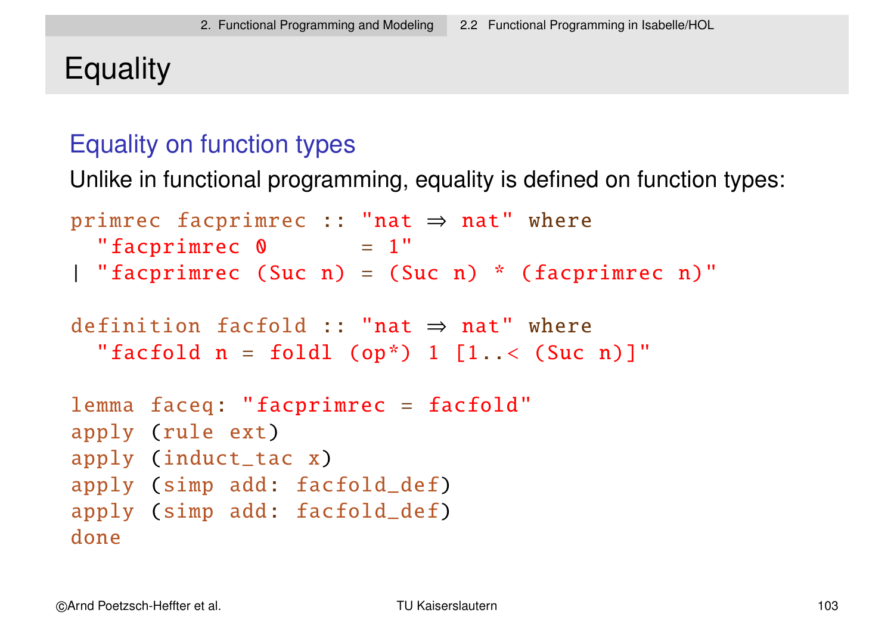# Equality

## Equality on function types

Unlike in functional programming, equality is defined on function types:

```
primrec facprimrec :: "nat ⇒ nat" where
  "facprimrec 0        = 1"
| "facprimrec (Suc n) = (Suc n) * (facprimrec n)"

definition facfold :: "nat ⇒ nat" where
  "facfold n = foldl (op*) 1 [1..< (Suc n)]"

lemma faceq: "facprimrec = facfold"
apply (rule ext)
apply (induct_tac x)
apply (simp add: facfold_def)
apply (simp add: facfold_def)
done
```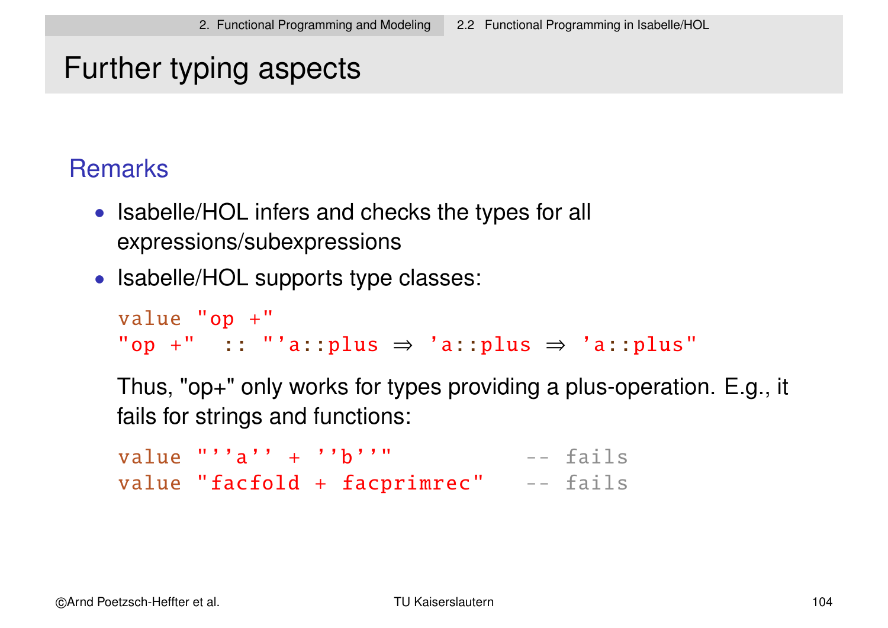# Further typing aspects

## Remarks

- Isabelle/HOL infers and checks the types for all expressions/subexpressions
- Isabelle/HOL supports type classes:

```
value "op +"
"op +"  :: "'a::plus ⇒ 'a::plus ⇒ 'a::plus"
```

  Thus, "op+" only works for types providing a plus-operation. E.g., it fails for strings and functions:

```
value "''a'' + ''b''"           -- fails
value "facfold + facprimrec"    -- fails
```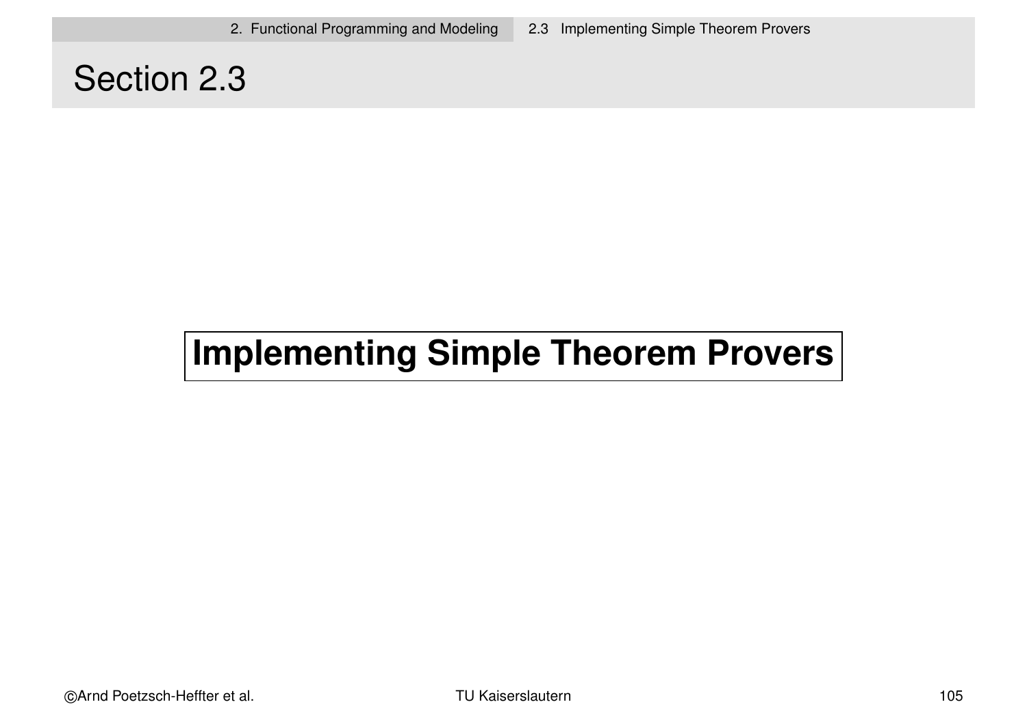# Section 2.3

## Implementing Simple Theorem Provers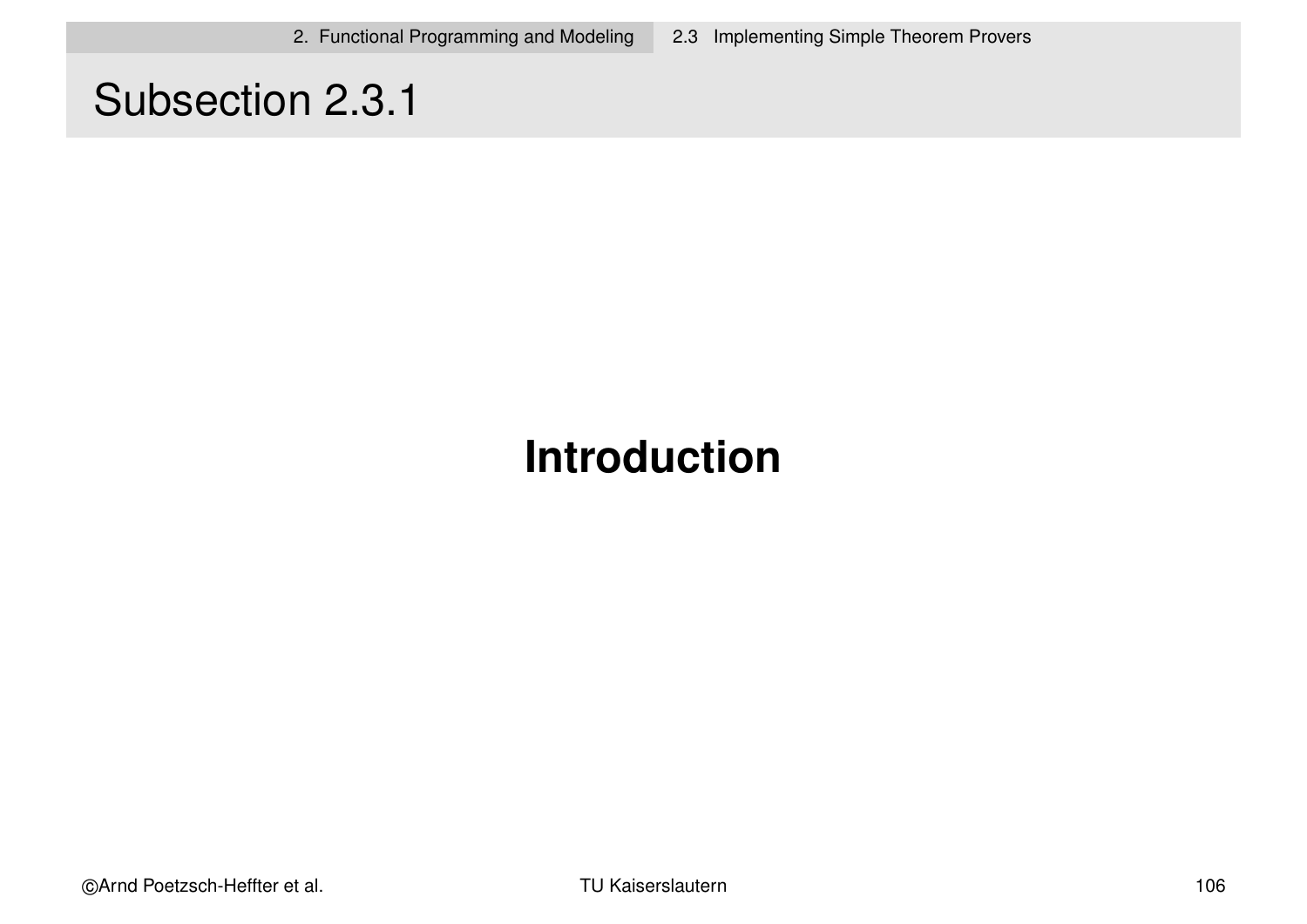# Subsection 2.3.1

## Introduction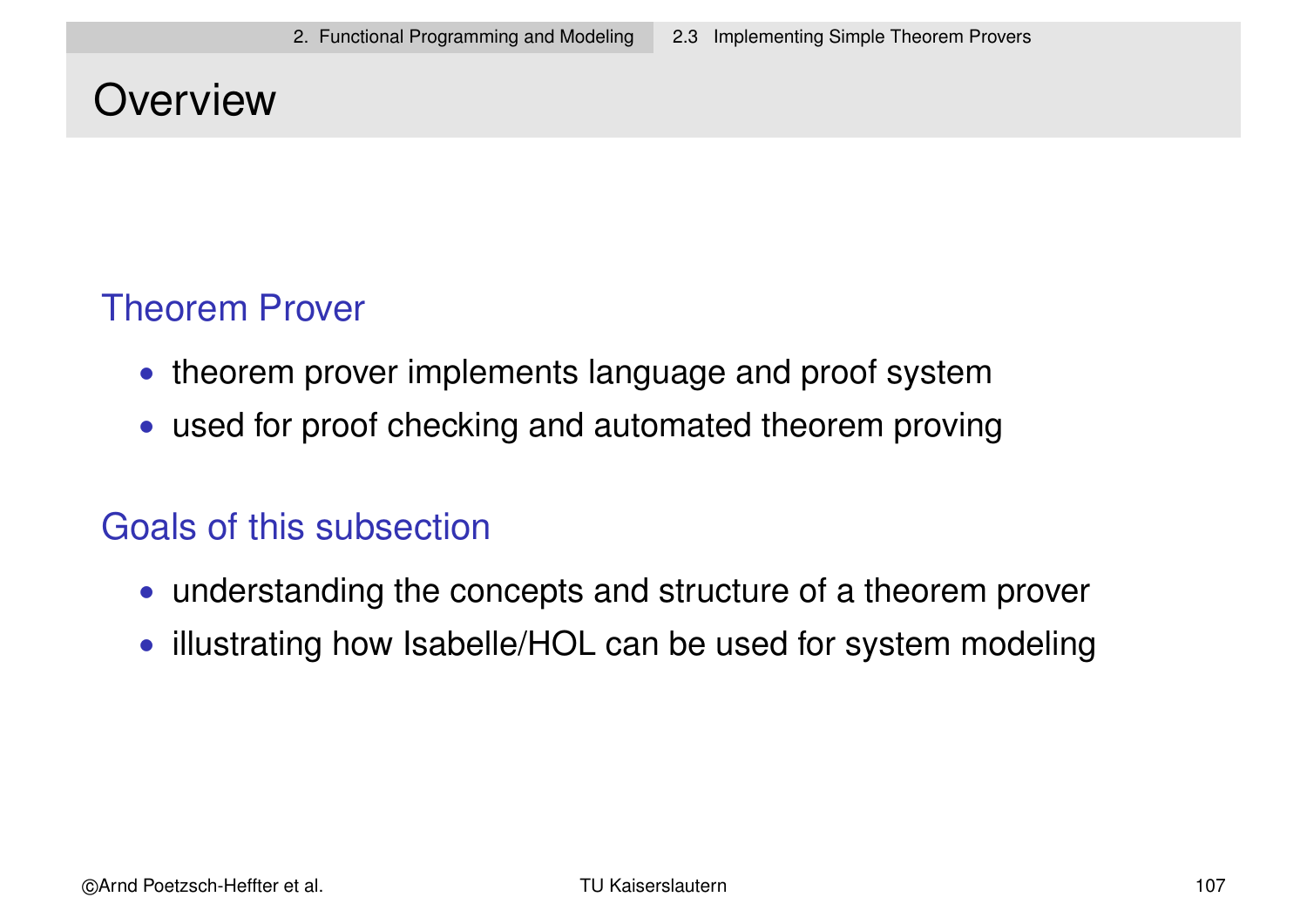# Overview

## Theorem Prover

- theorem prover implements language and proof system
- used for proof checking and automated theorem proving

## Goals of this subsection

- understanding the concepts and structure of a theorem prover
- illustrating how Isabelle/HOL can be used for system modeling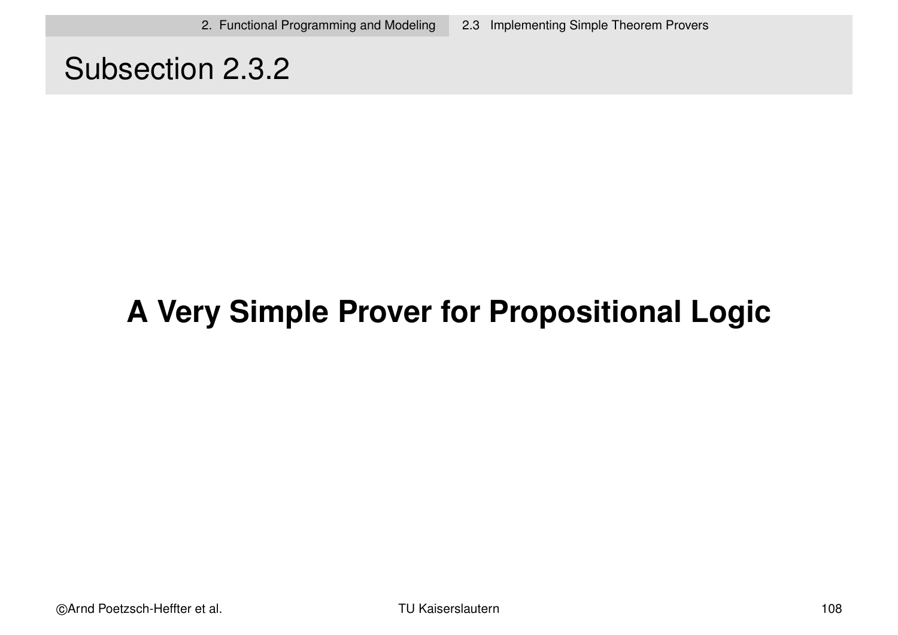# Subsection 2.3.2

## A Very Simple Prover for Propositional Logic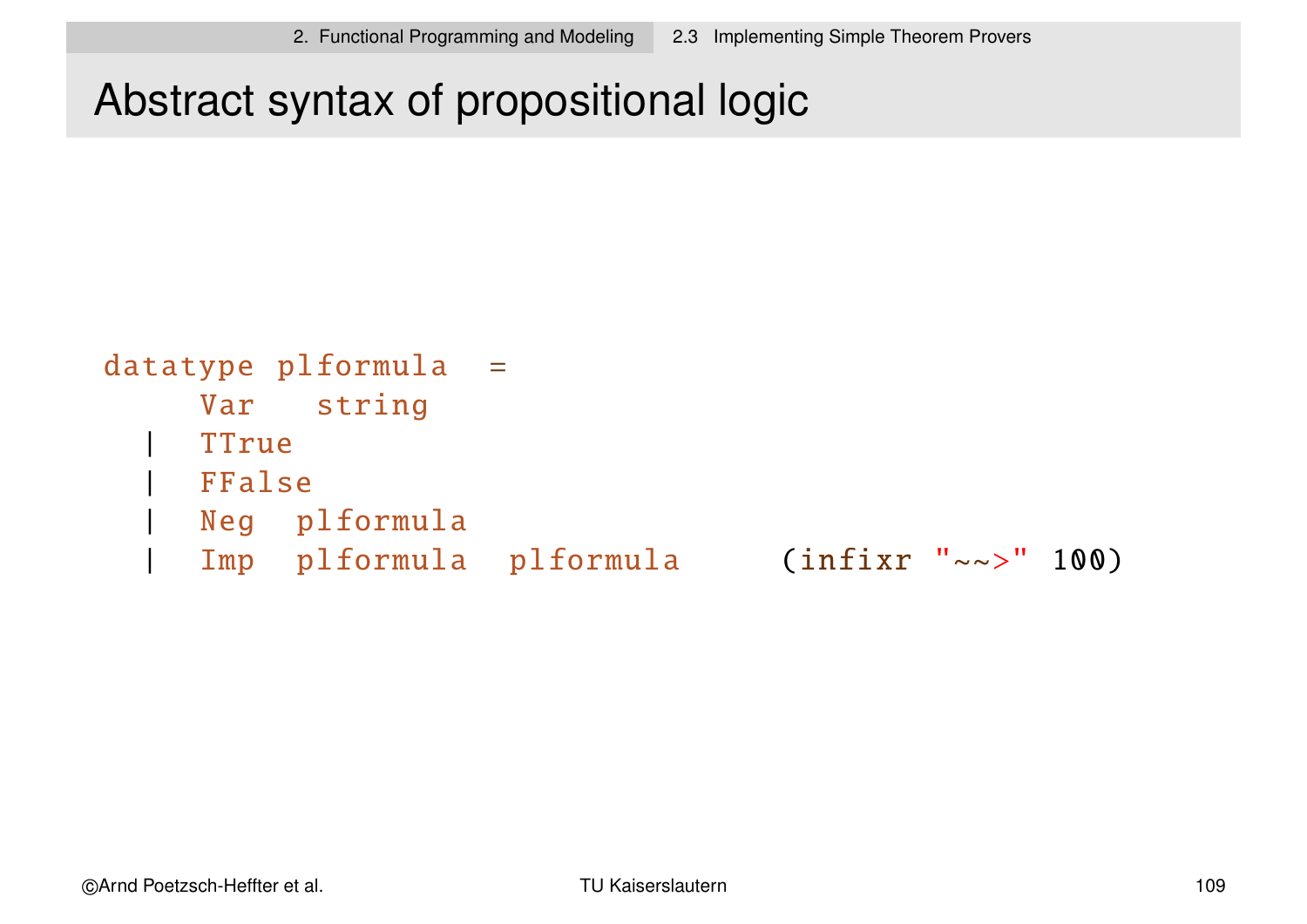# Abstract syntax of propositional logic

```
datatype plformula  =
     Var   string
  |  TTrue
  |  FFalse
  |  Neg  plformula
  |  Imp  plformula  plformula     (infixr "~~>" 100)
```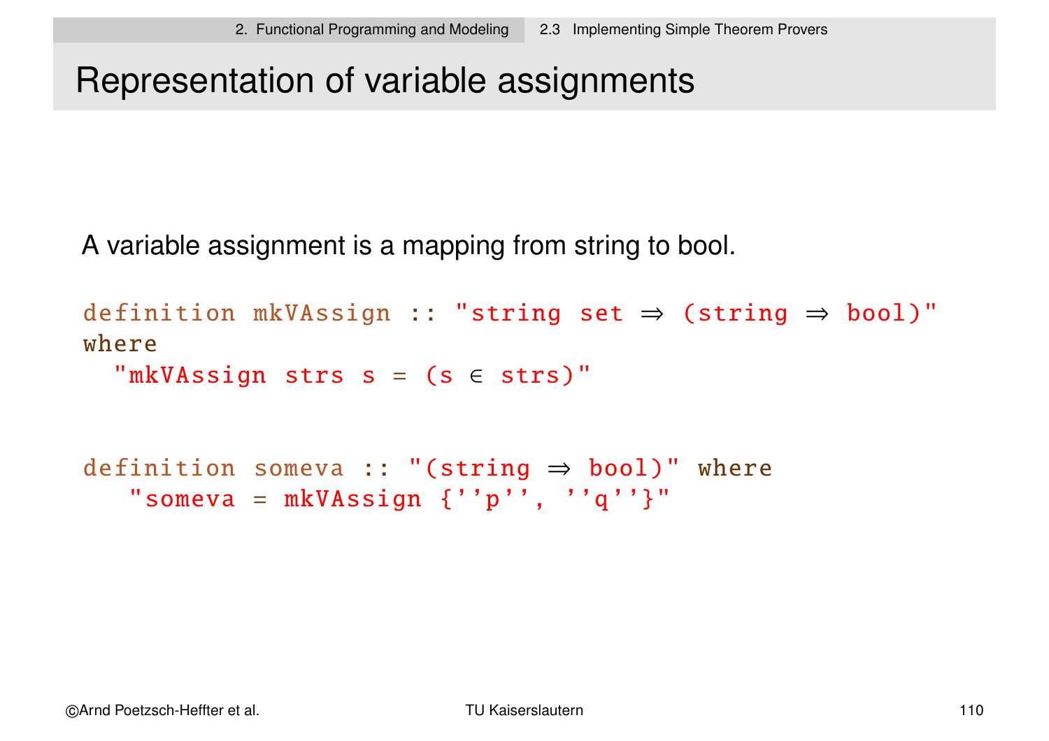# Representation of variable assignments

A variable assignment is a mapping from string to bool.

```
definition mkVAssign :: "string set ⇒ (string ⇒ bool)"
where
  "mkVAssign strs s = (s ∈ strs)"


definition someva :: "(string ⇒ bool)" where
   "someva = mkVAssign {''p'', ''q''}"
```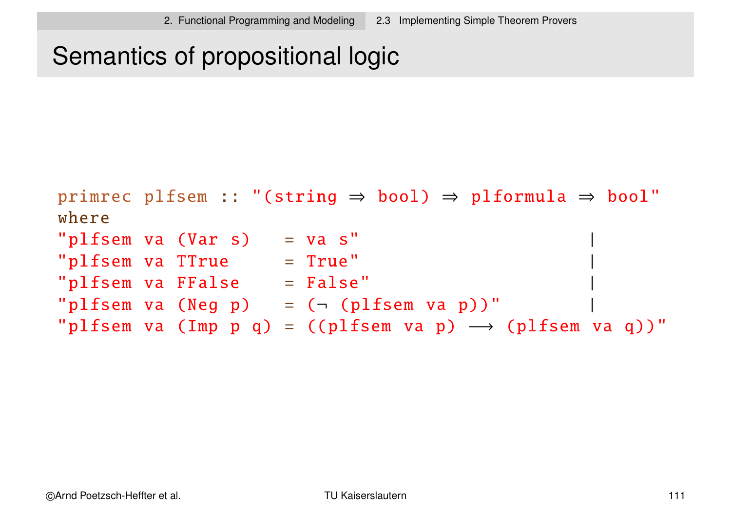# Semantics of propositional logic

```
primrec plfsem :: "(string ⇒ bool) ⇒ plformula ⇒ bool"
where
"plfsem va (Var s)   = va s"                              |
"plfsem va TTrue     = True"                              |
"plfsem va FFalse    = False"                             |
"plfsem va (Neg p)   = (¬ (plfsem va p))"                 |
"plfsem va (Imp p q) = ((plfsem va p) ⟶ (plfsem va q))"
```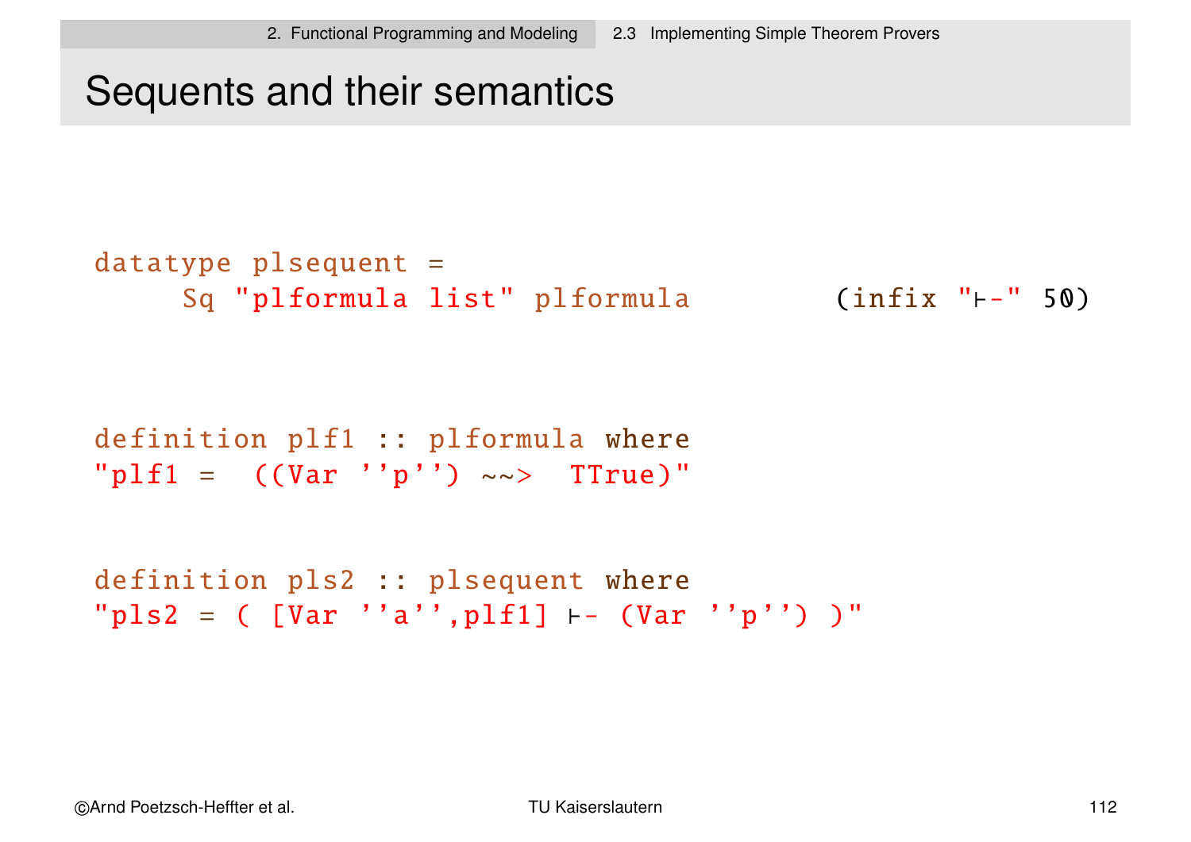# Sequents and their semantics

```
datatype plsequent =
     Sq "plformula list" plformula          (infix "⊢-" 50)
```

```
definition plf1 :: plformula where
"plf1 =  ((Var ''p'') ~~>  TTrue)"
```

```
definition pls2 :: plsequent where
"pls2 = ( [Var ''a'',plf1] ⊢- (Var ''p'') )"
```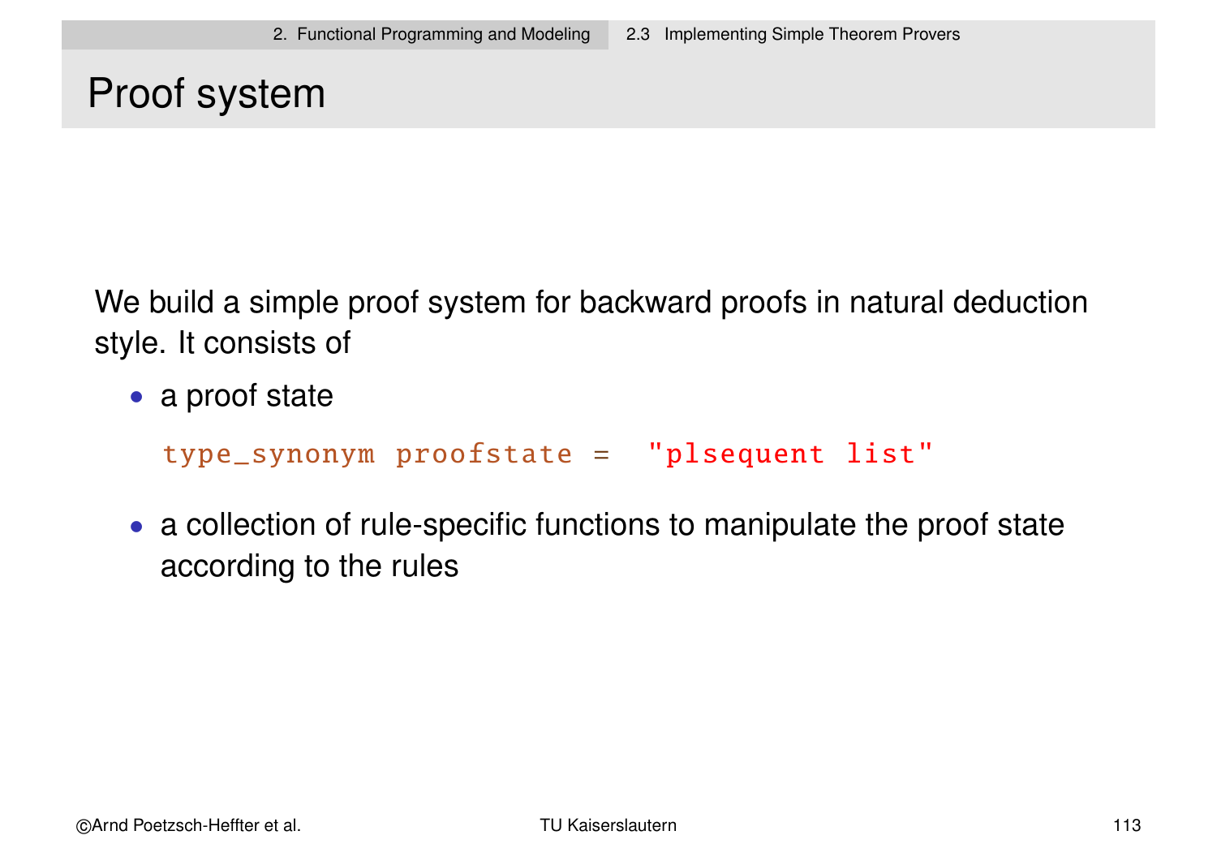# Proof system

We build a simple proof system for backward proofs in natural deduction style. It consists of

- a proof state

  ```
  type_synonym proofstate =  "plsequent list"
  ```

- a collection of rule-specific functions to manipulate the proof state according to the rules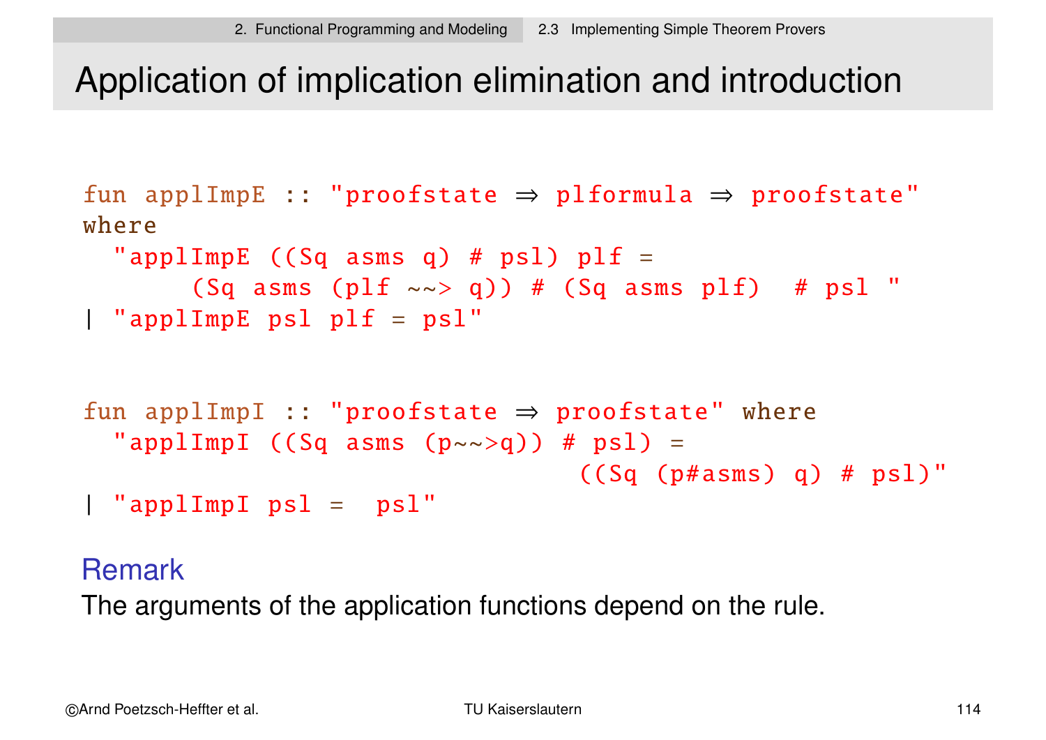# Application of implication elimination and introduction

```
fun applImpE :: "proofstate ⇒ plformula ⇒ proofstate"
where
  "applImpE ((Sq asms q) # psl) plf =
       (Sq asms (plf ~~> q)) # (Sq asms plf)  # psl "
| "applImpE psl plf = psl"


fun applImpI :: "proofstate ⇒ proofstate" where
  "applImpI ((Sq asms (p~~>q)) # psl) =
                                  ((Sq (p#asms) q) # psl)"
| "applImpI psl =  psl"
```

## Remark

The arguments of the application functions depend on the rule.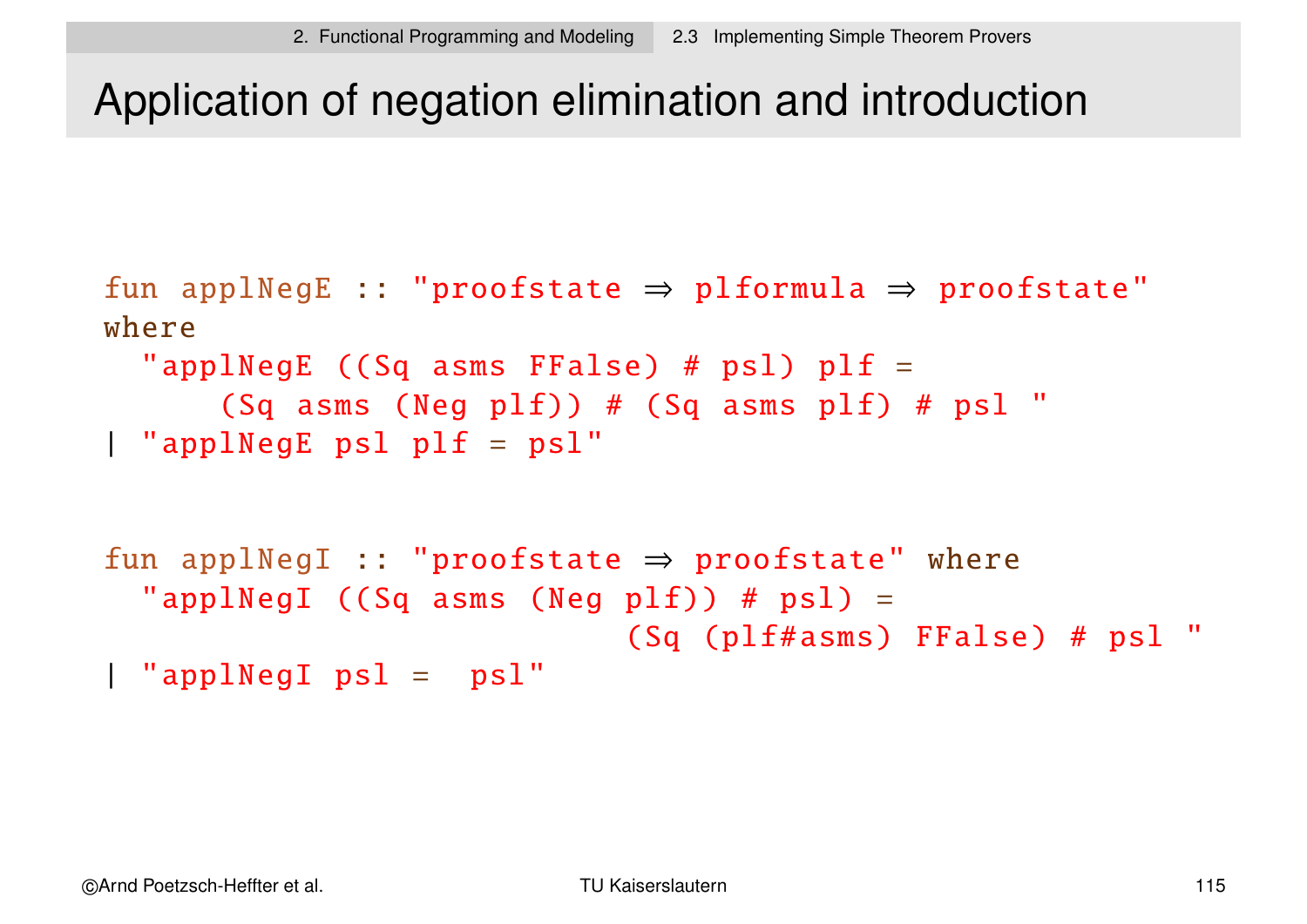# Application of negation elimination and introduction

```
fun applNegE :: "proofstate ⇒ plformula ⇒ proofstate"
where
  "applNegE ((Sq asms FFalse) # psl) plf =
      (Sq asms (Neg plf)) # (Sq asms plf) # psl "
| "applNegE psl plf = psl"


fun applNegI :: "proofstate ⇒ proofstate" where
  "applNegI ((Sq asms (Neg plf)) # psl) =
                              (Sq (plf#asms) FFalse) # psl "
| "applNegI psl =  psl"
```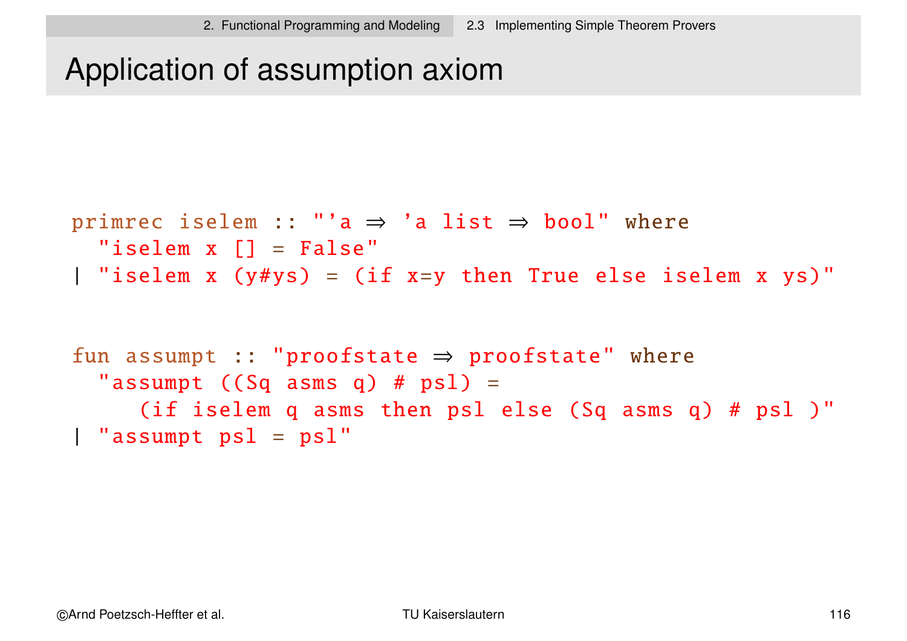# Application of assumption axiom

```
primrec iselem :: "'a ⇒ 'a list ⇒ bool" where
  "iselem x [] = False"
| "iselem x (y#ys) = (if x=y then True else iselem x ys)"

fun assumpt :: "proofstate ⇒ proofstate" where
  "assumpt ((Sq asms q) # psl) =
     (if iselem q asms then psl else (Sq asms q) # psl )"
| "assumpt psl = psl"
```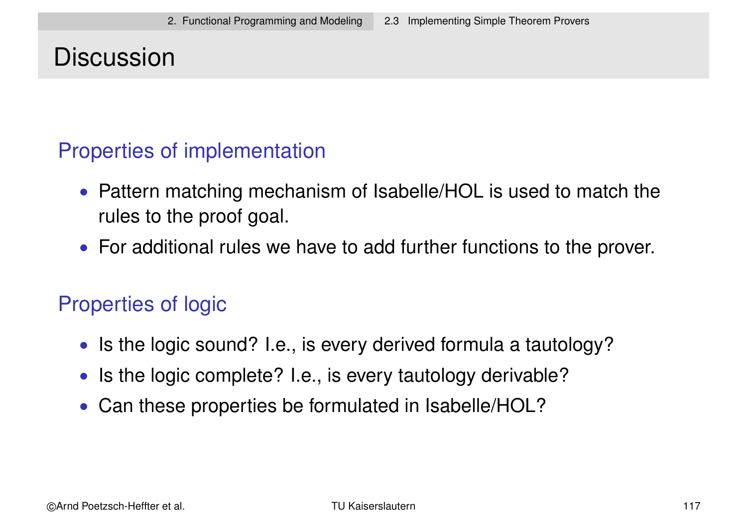# Discussion

## Properties of implementation

- Pattern matching mechanism of Isabelle/HOL is used to match the rules to the proof goal.
- For additional rules we have to add further functions to the prover.

## Properties of logic

- Is the logic sound? I.e., is every derived formula a tautology?
- Is the logic complete? I.e., is every tautology derivable?
- Can these properties be formulated in Isabelle/HOL?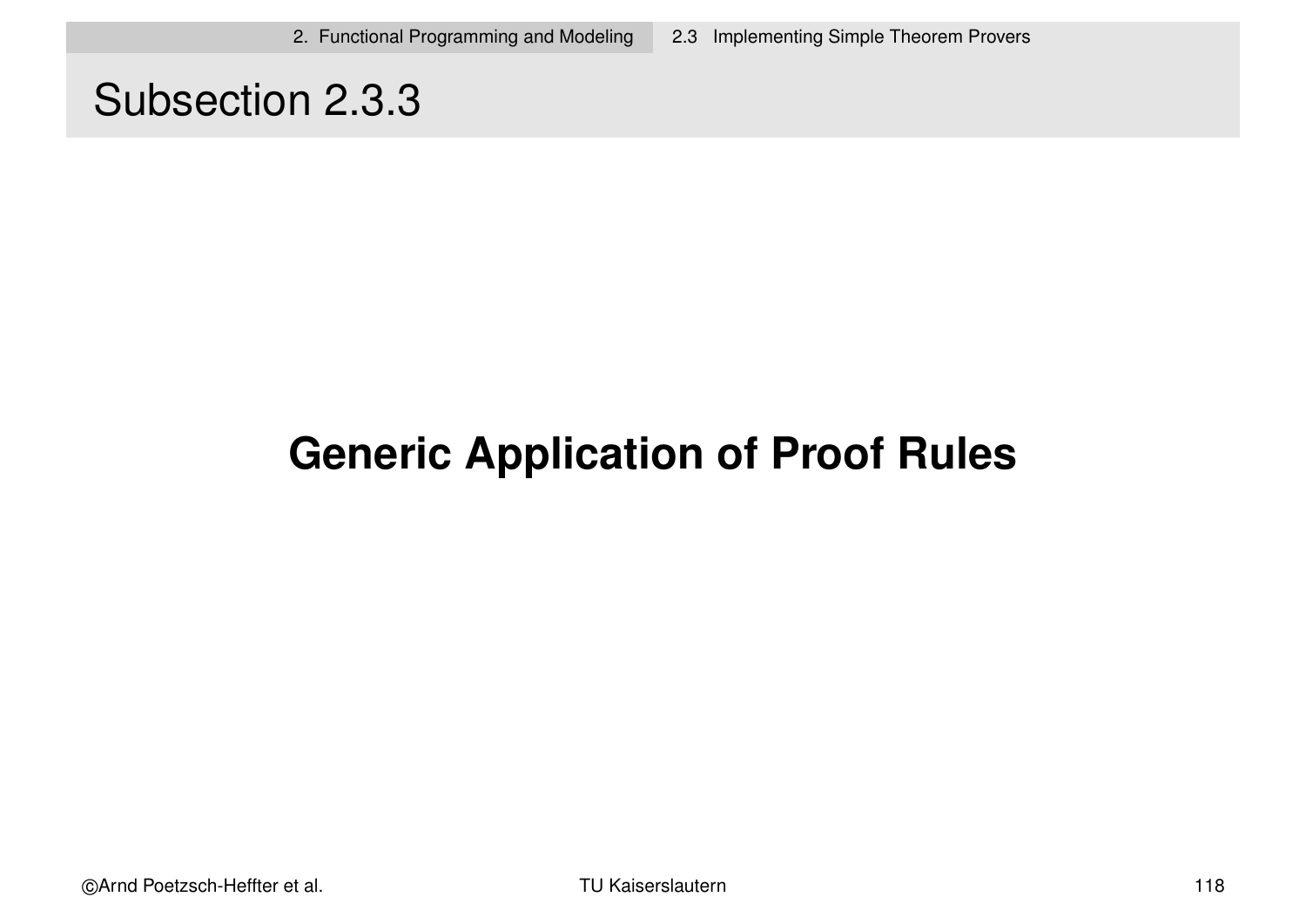## Subsection 2.3.3

**Generic Application of Proof Rules**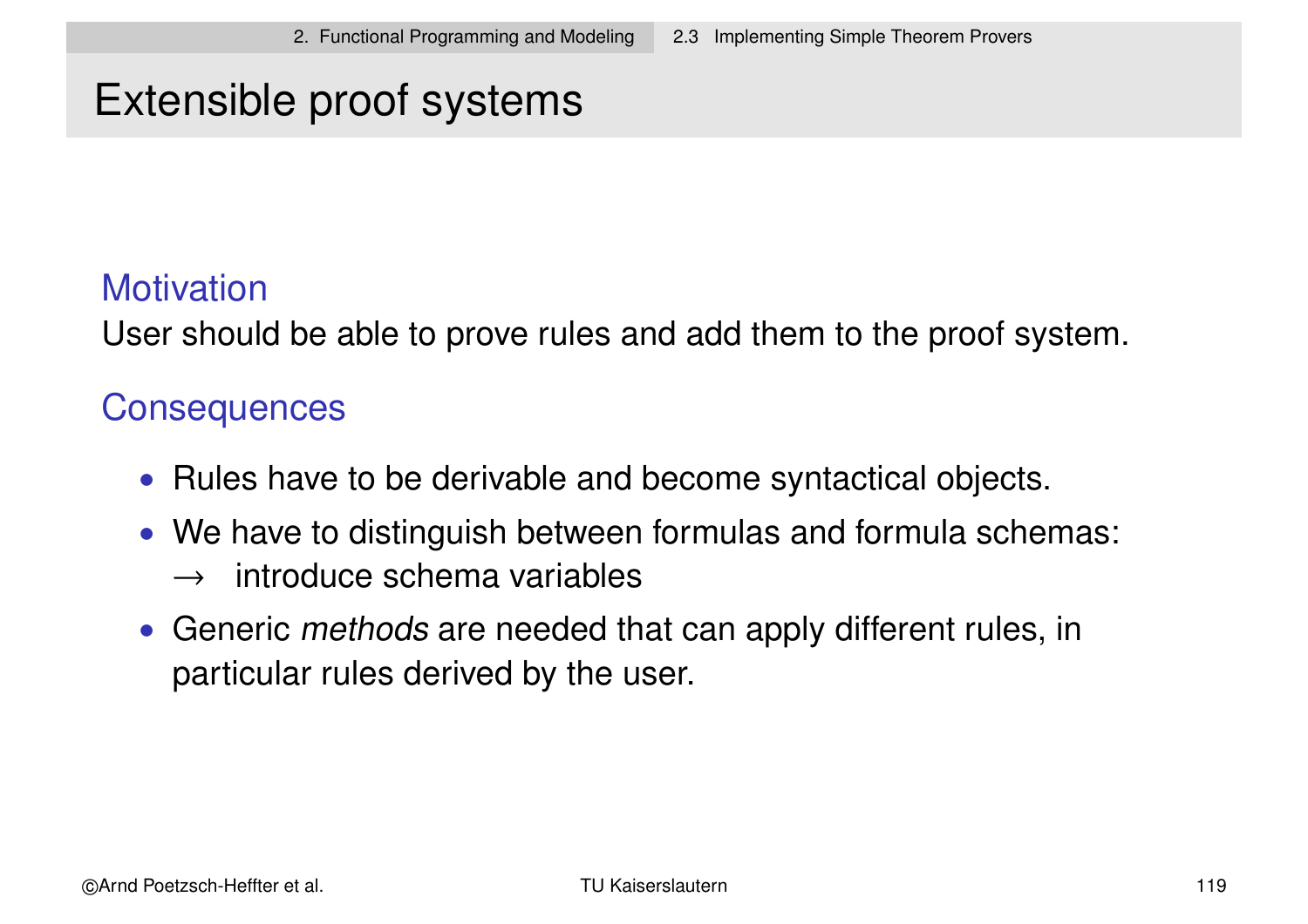# Extensible proof systems

### Motivation

User should be able to prove rules and add them to the proof system.

### Consequences

- Rules have to be derivable and become syntactical objects.
- We have to distinguish between formulas and formula schemas:
  $\rightarrow$ introduce schema variables
- Generic *methods* are needed that can apply different rules, in particular rules derived by the user.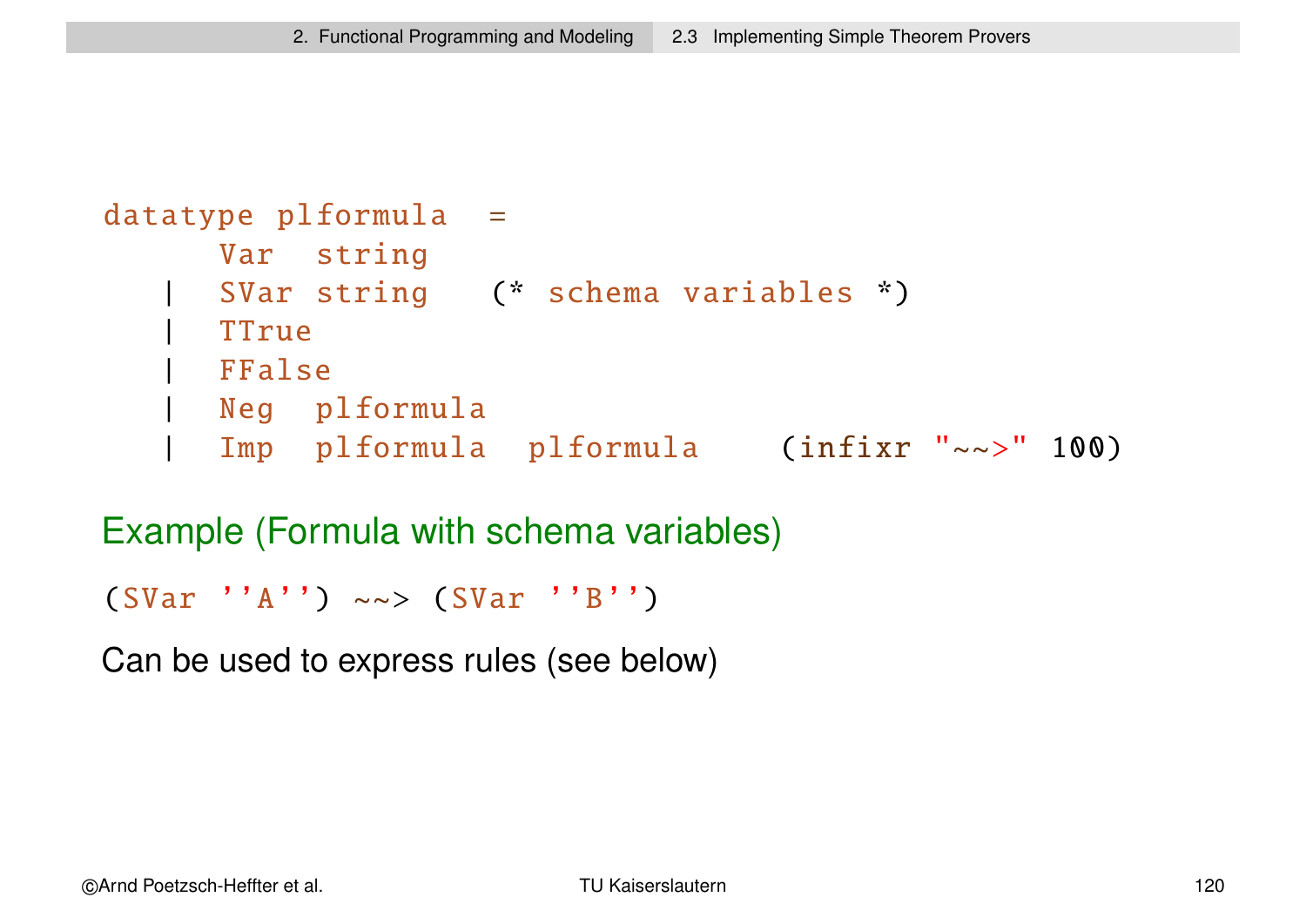```
datatype plformula  =
      Var  string
   |  SVar string   (* schema variables *)
   |  TTrue
   |  FFalse
   |  Neg  plformula
   |  Imp  plformula  plformula    (infixr "~~>" 100)
```

**Example (Formula with schema variables)**

```
(SVar ''A'') ~~> (SVar ''B'')
```

Can be used to express rules (see below)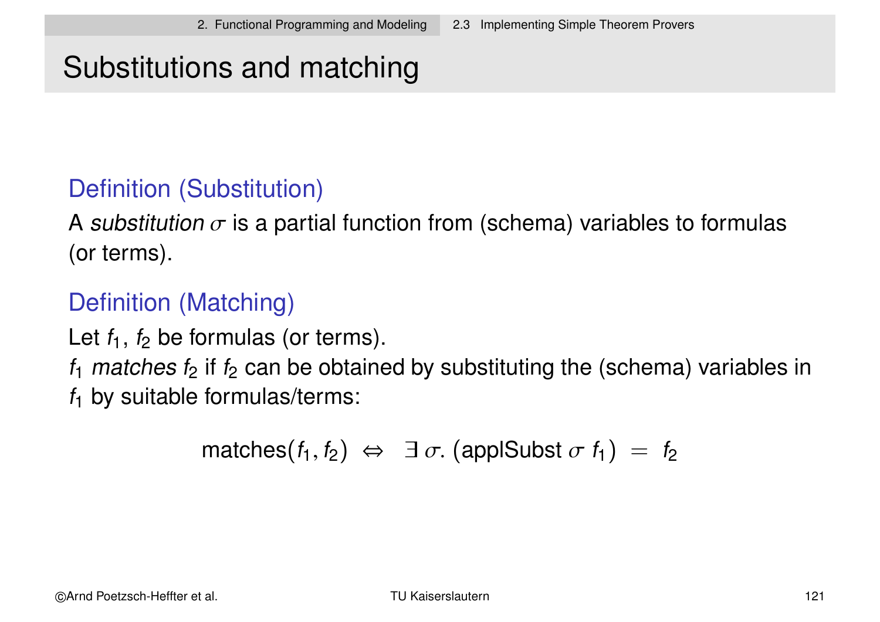# Substitutions and matching

### Definition (Substitution)

A *substitution* $\sigma$ is a partial function from (schema) variables to formulas (or terms).

### Definition (Matching)

Let $f_1$, $f_2$ be formulas (or terms).
$f_1$ *matches* $f_2$ if $f_2$ can be obtained by substituting the (schema) variables in $f_1$ by suitable formulas/terms:

$$\text{matches}(f_1, f_2) \;\Leftrightarrow\; \exists\, \sigma.\ (\text{applSubst}\ \sigma\ f_1) \;=\; f_2$$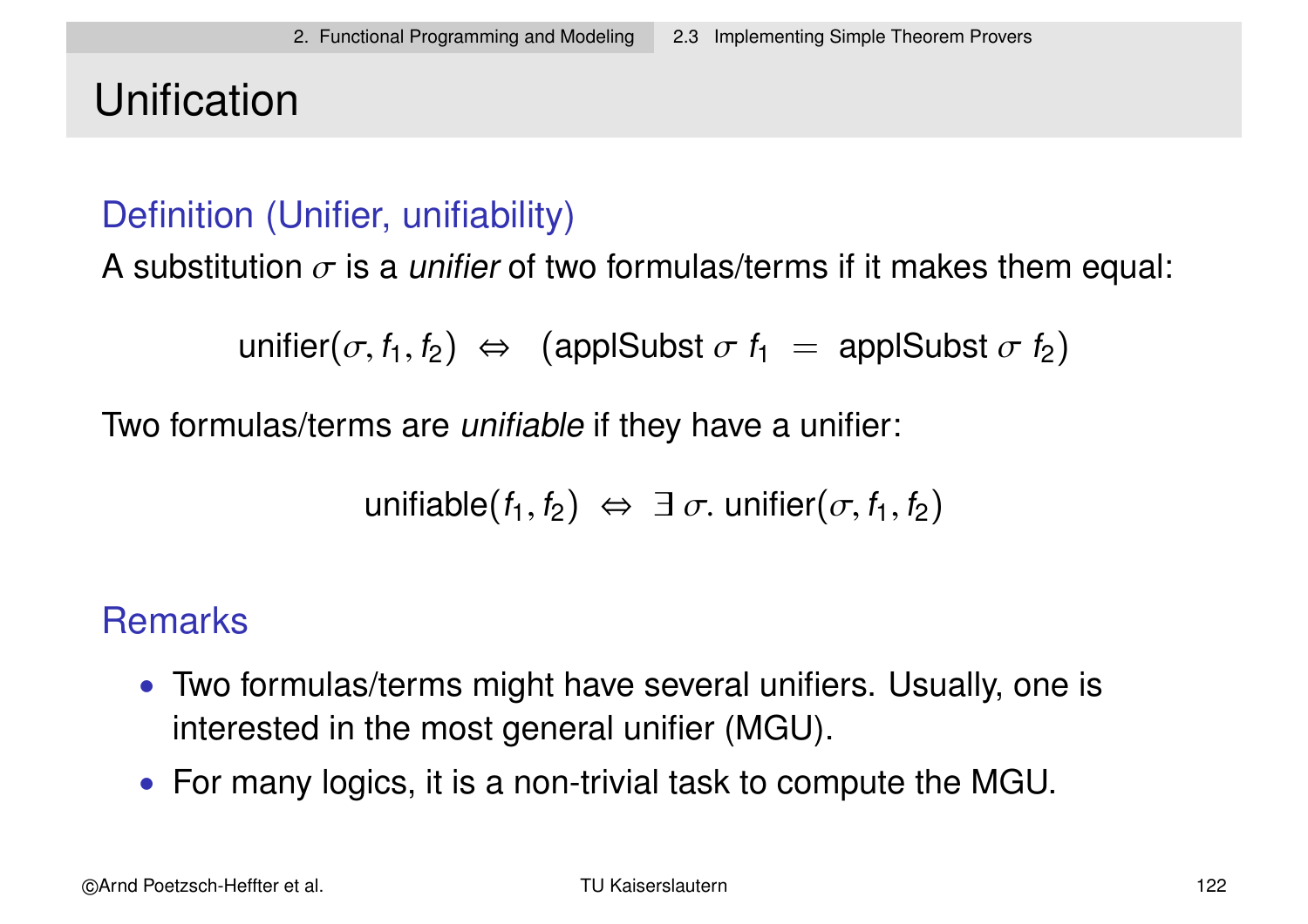# Unification

### Definition (Unifier, unifiability)

A substitution $\sigma$ is a *unifier* of two formulas/terms if it makes them equal:

$$\text{unifier}(\sigma, f_1, f_2) \;\Leftrightarrow\; (\text{applSubst } \sigma\ f_1 \;=\; \text{applSubst } \sigma\ f_2)$$

Two formulas/terms are *unifiable* if they have a unifier:

$$\text{unifiable}(f_1, f_2) \;\Leftrightarrow\; \exists\, \sigma.\ \text{unifier}(\sigma, f_1, f_2)$$

### Remarks

- Two formulas/terms might have several unifiers. Usually, one is interested in the most general unifier (MGU).
- For many logics, it is a non-trivial task to compute the MGU.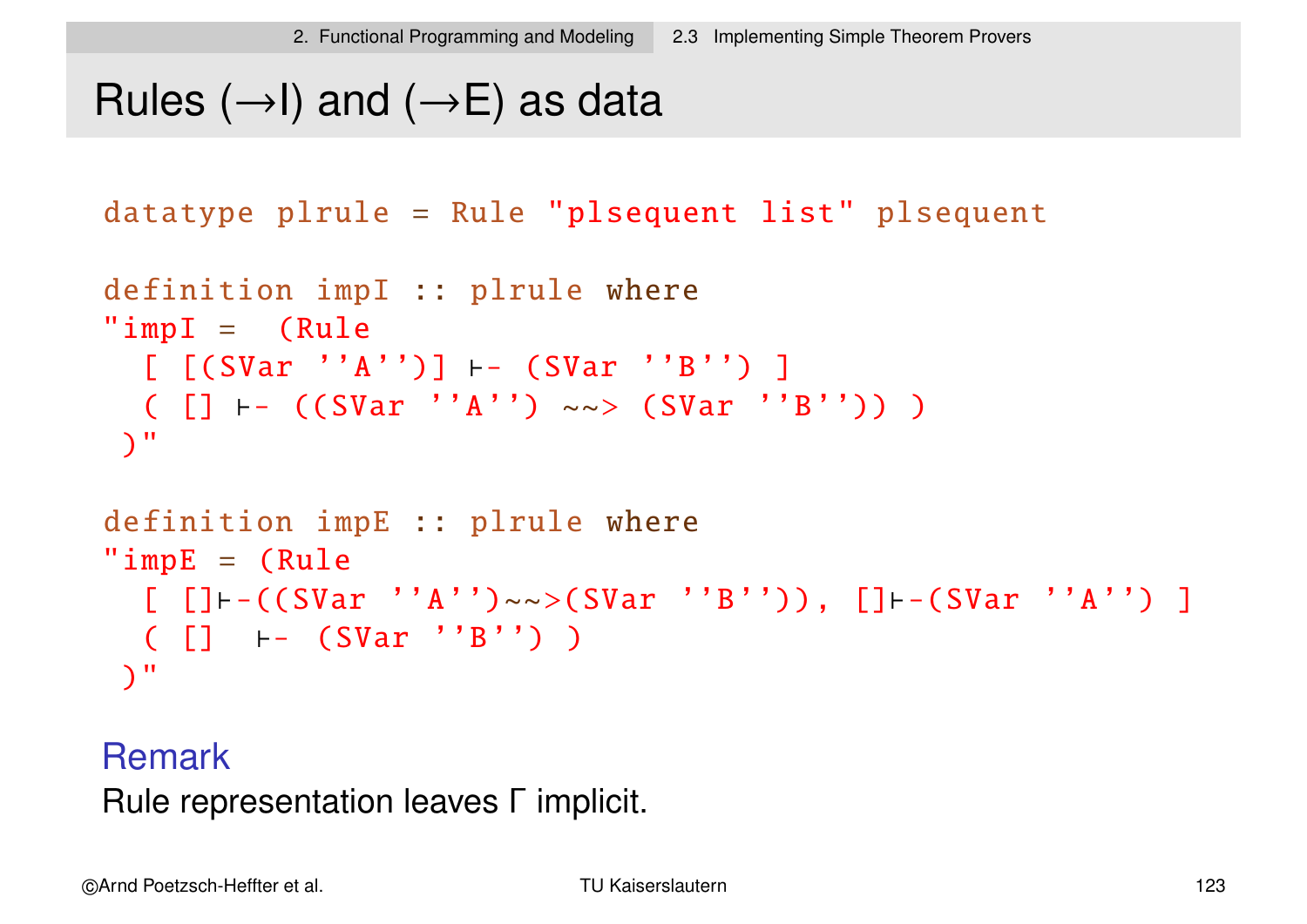# Rules (→I) and (→E) as data

```
datatype plrule = Rule "plsequent list" plsequent

definition impI :: plrule where
"impI =  (Rule
  [ [(SVar ''A'')] ⊢- (SVar ''B'') ]
  ( [] ⊢- ((SVar ''A'') ~~> (SVar ''B'')) )
 )"

definition impE :: plrule where
"impE = (Rule
  [ []⊢-((SVar ''A'')~~>(SVar ''B'')), []⊢-(SVar ''A'') ]
  ( []  ⊢- (SVar ''B'') )
 )"
```

## Remark

Rule representation leaves Γ implicit.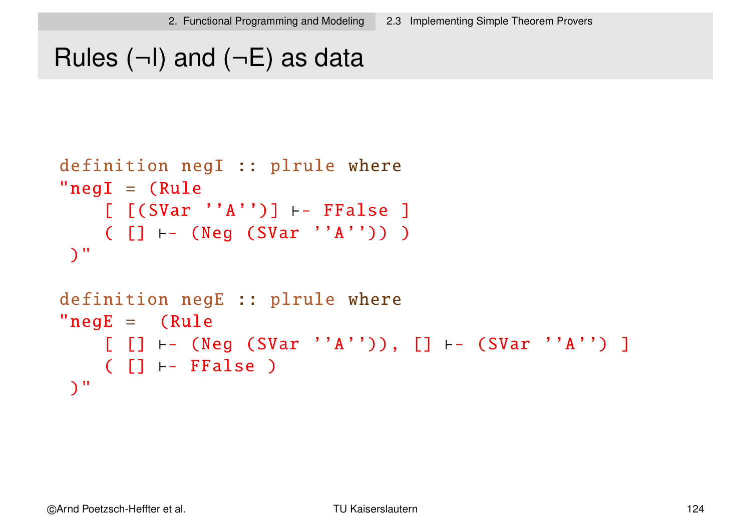# Rules (¬I) and (¬E) as data

```
definition negI :: plrule where
"negI = (Rule
    [ [(SVar ''A'')] ⊢- FFalse ]
    ( [] ⊢- (Neg (SVar ''A'')) )
 )"

definition negE :: plrule where
"negE =  (Rule
    [ [] ⊢- (Neg (SVar ''A'')), [] ⊢- (SVar ''A'') ]
    ( [] ⊢- FFalse )
 )"
```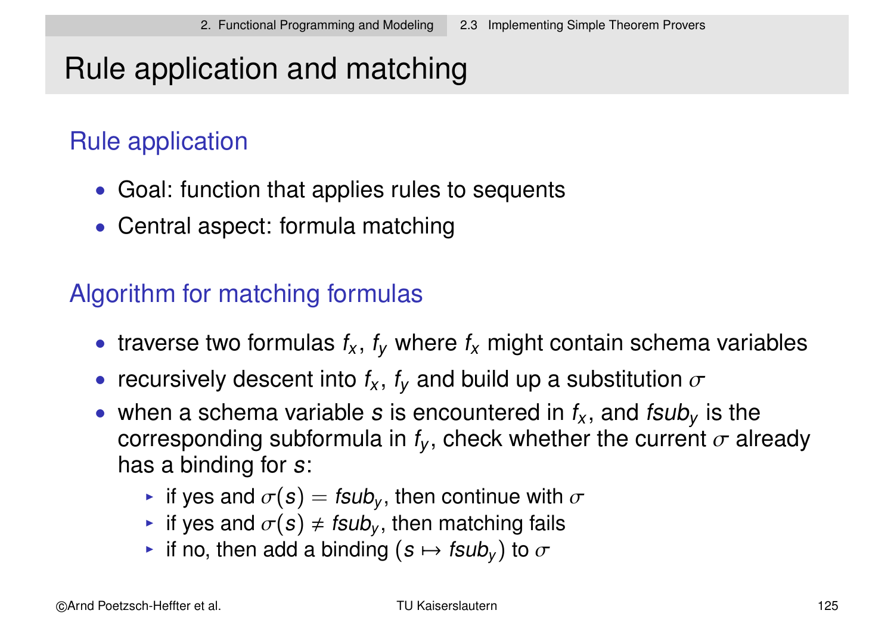# Rule application and matching

## Rule application

- Goal: function that applies rules to sequents
- Central aspect: formula matching

## Algorithm for matching formulas

- traverse two formulas $f_x$, $f_y$ where $f_x$ might contain schema variables
- recursively descent into $f_x$, $f_y$ and build up a substitution $\sigma$
- when a schema variable $s$ is encountered in $f_x$, and $fsub_y$ is the corresponding subformula in $f_y$, check whether the current $\sigma$ already has a binding for $s$:
  - if yes and $\sigma(s) = fsub_y$, then continue with $\sigma$
  - if yes and $\sigma(s) \neq fsub_y$, then matching fails
  - if no, then add a binding $(s \mapsto fsub_y)$ to $\sigma$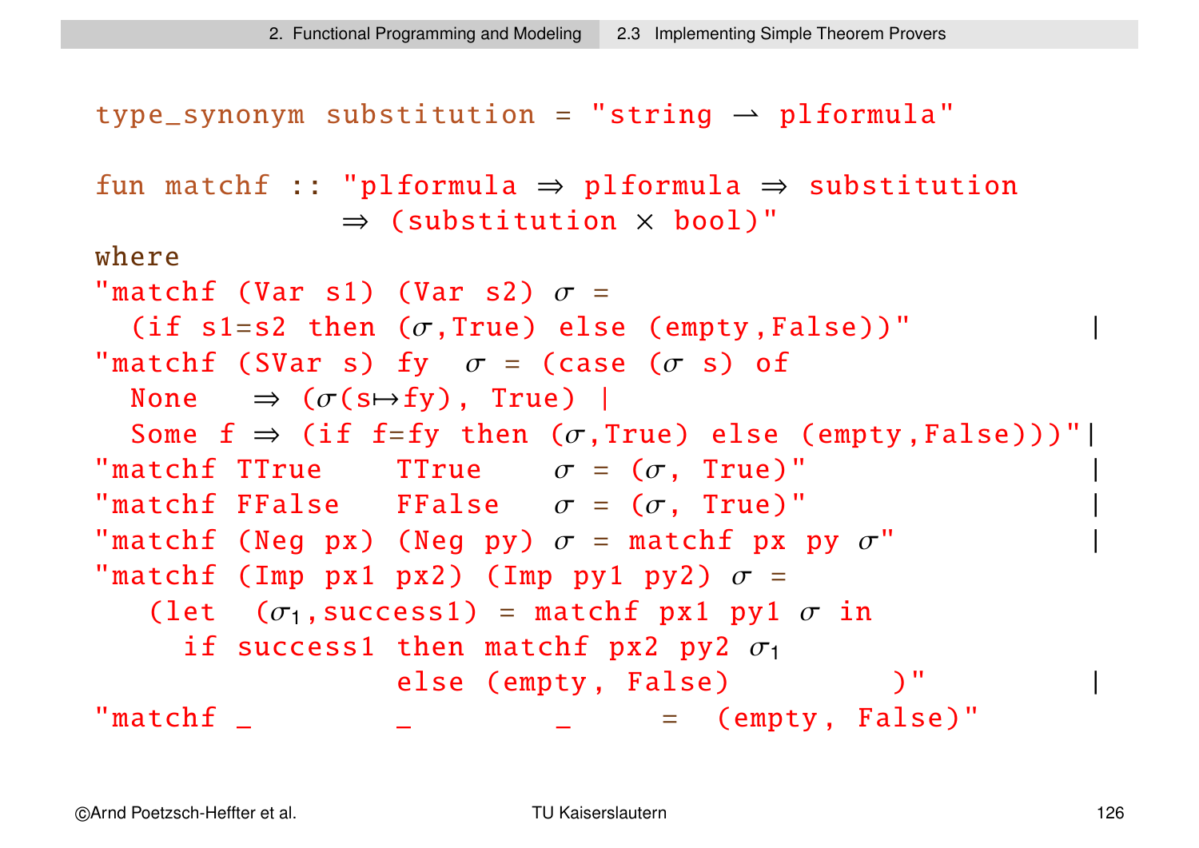```
type_synonym substitution = "string ⇀ plformula"

fun matchf :: "plformula ⇒ plformula ⇒ substitution
              ⇒ (substitution × bool)"
where
"matchf (Var s1) (Var s2) σ =
  (if s1=s2 then (σ,True) else (empty,False))"                |
"matchf (SVar s) fy  σ = (case (σ s) of
  None   ⇒ (σ(s↦fy), True) |
  Some f ⇒ (if f=fy then (σ,True) else (empty,False)))"|
"matchf TTrue    TTrue    σ = (σ, True)"                      |
"matchf FFalse   FFalse   σ = (σ, True)"                      |
"matchf (Neg px) (Neg py) σ = matchf px py σ"                 |
"matchf (Imp px1 px2) (Imp py1 py2) σ =
   (let  (σ1,success1) = matchf px1 py1 σ in
     if success1 then matchf px2 py2 σ1
                 else (empty, False)        )"                |
"matchf _        _        _     =  (empty, False)"
```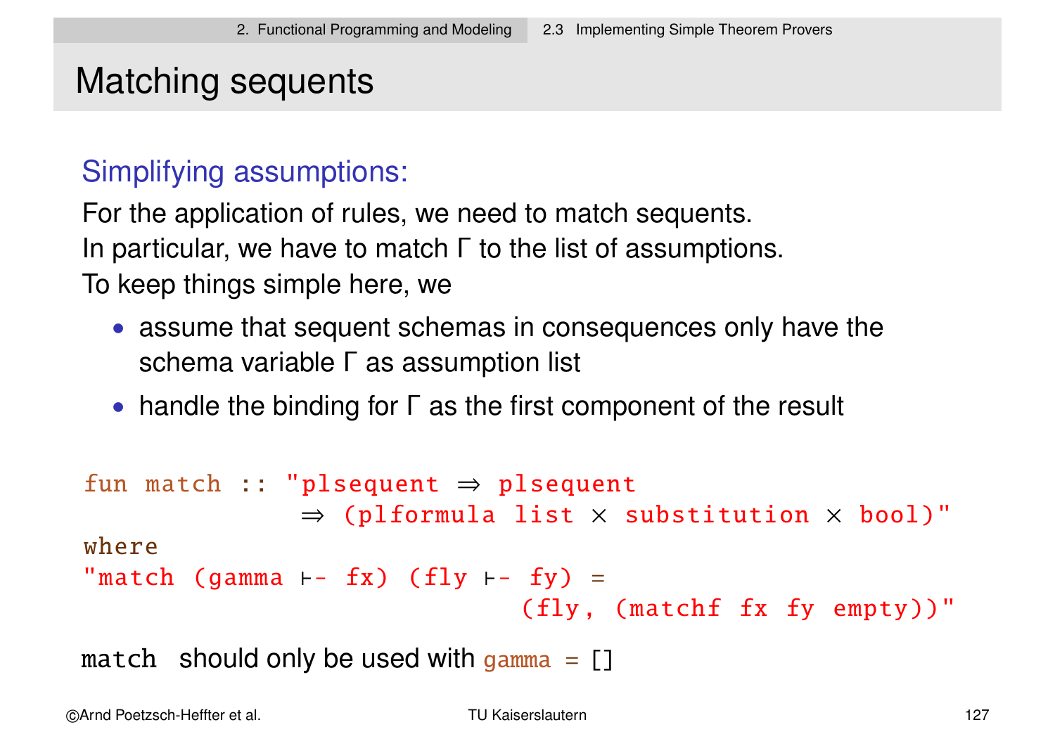# Matching sequents

## Simplifying assumptions:

For the application of rules, we need to match sequents.
In particular, we have to match Γ to the list of assumptions.
To keep things simple here, we

- assume that sequent schemas in consequences only have the schema variable Γ as assumption list
- handle the binding for Γ as the first component of the result

```
fun match :: "plsequent ⇒ plsequent
              ⇒ (plformula list × substitution × bool)"
where
"match (gamma ⊢- fx) (fly ⊢- fy) =
                              (fly, (matchf fx fy empty))"
```

`match` should only be used with `gamma = []`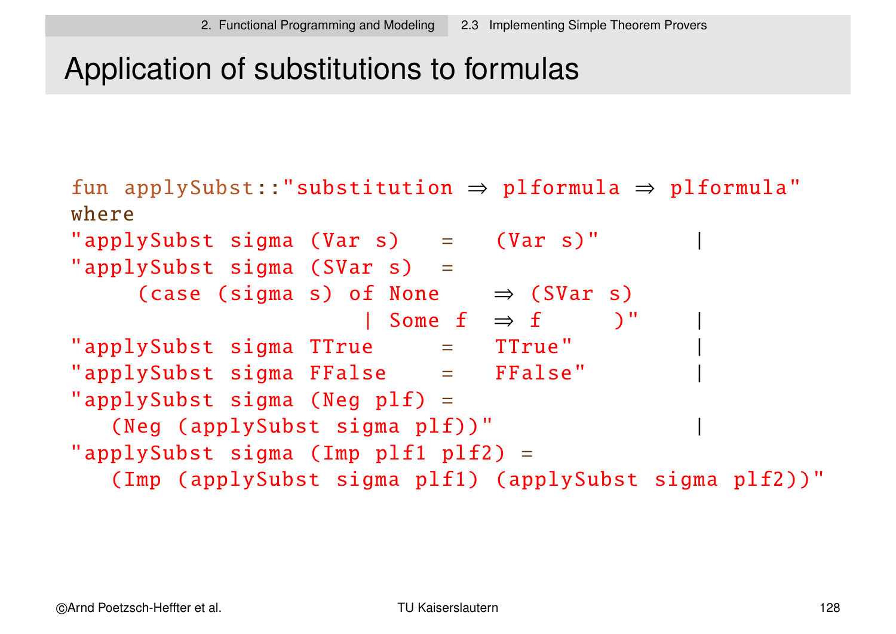# Application of substitutions to formulas

```
fun applySubst::"substitution ⇒ plformula ⇒ plformula"
where
"applySubst sigma (Var s)   =   (Var s)"         |
"applySubst sigma (SVar s)  =
     (case (sigma s) of None    ⇒ (SVar s)
                      | Some f  ⇒ f      )"      |
"applySubst sigma TTrue     =   TTrue"           |
"applySubst sigma FFalse    =   FFalse"          |
"applySubst sigma (Neg plf) =
   (Neg (applySubst sigma plf))"                 |
"applySubst sigma (Imp plf1 plf2) =
   (Imp (applySubst sigma plf1) (applySubst sigma plf2))"
```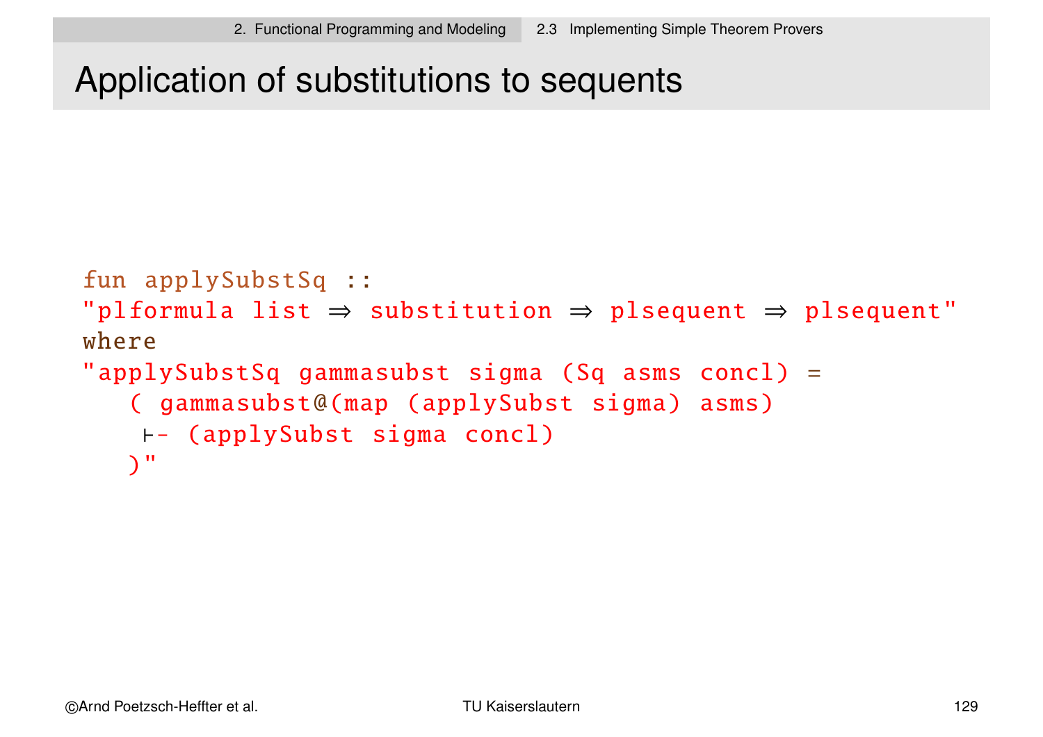# Application of substitutions to sequents

```
fun applySubstSq ::
"plformula list ⇒ substitution ⇒ plsequent ⇒ plsequent"
where
"applySubstSq gammasubst sigma (Sq asms concl) =
   ( gammasubst@(map (applySubst sigma) asms)
    ⊢- (applySubst sigma concl)
   )"
```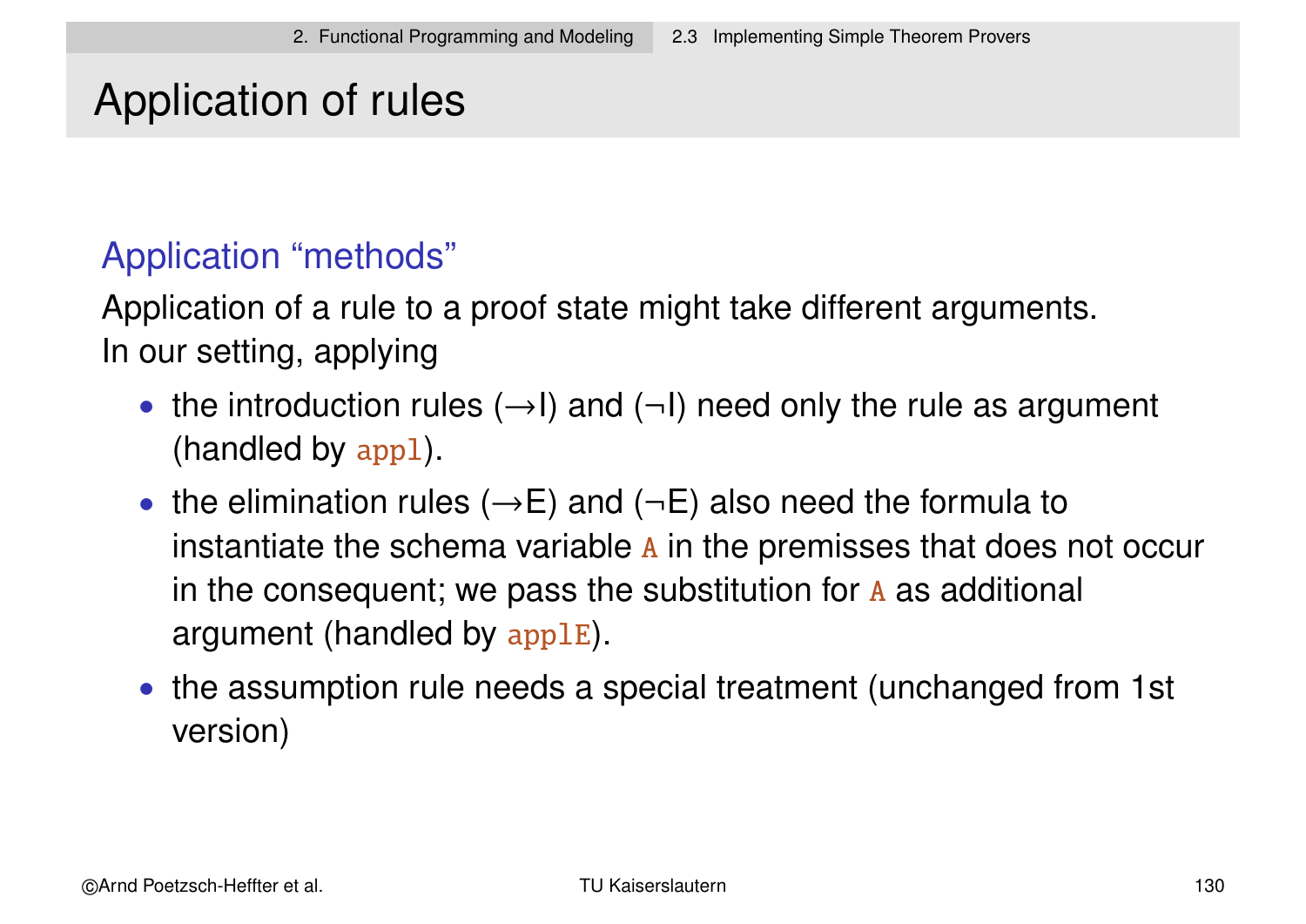# Application of rules

## Application "methods"

Application of a rule to a proof state might take different arguments.
In our setting, applying

- the introduction rules (→I) and (¬I) need only the rule as argument (handled by `appl`).
- the elimination rules (→E) and (¬E) also need the formula to instantiate the schema variable `A` in the premisses that does not occur in the consequent; we pass the substitution for `A` as additional argument (handled by `applE`).
- the assumption rule needs a special treatment (unchanged from 1st version)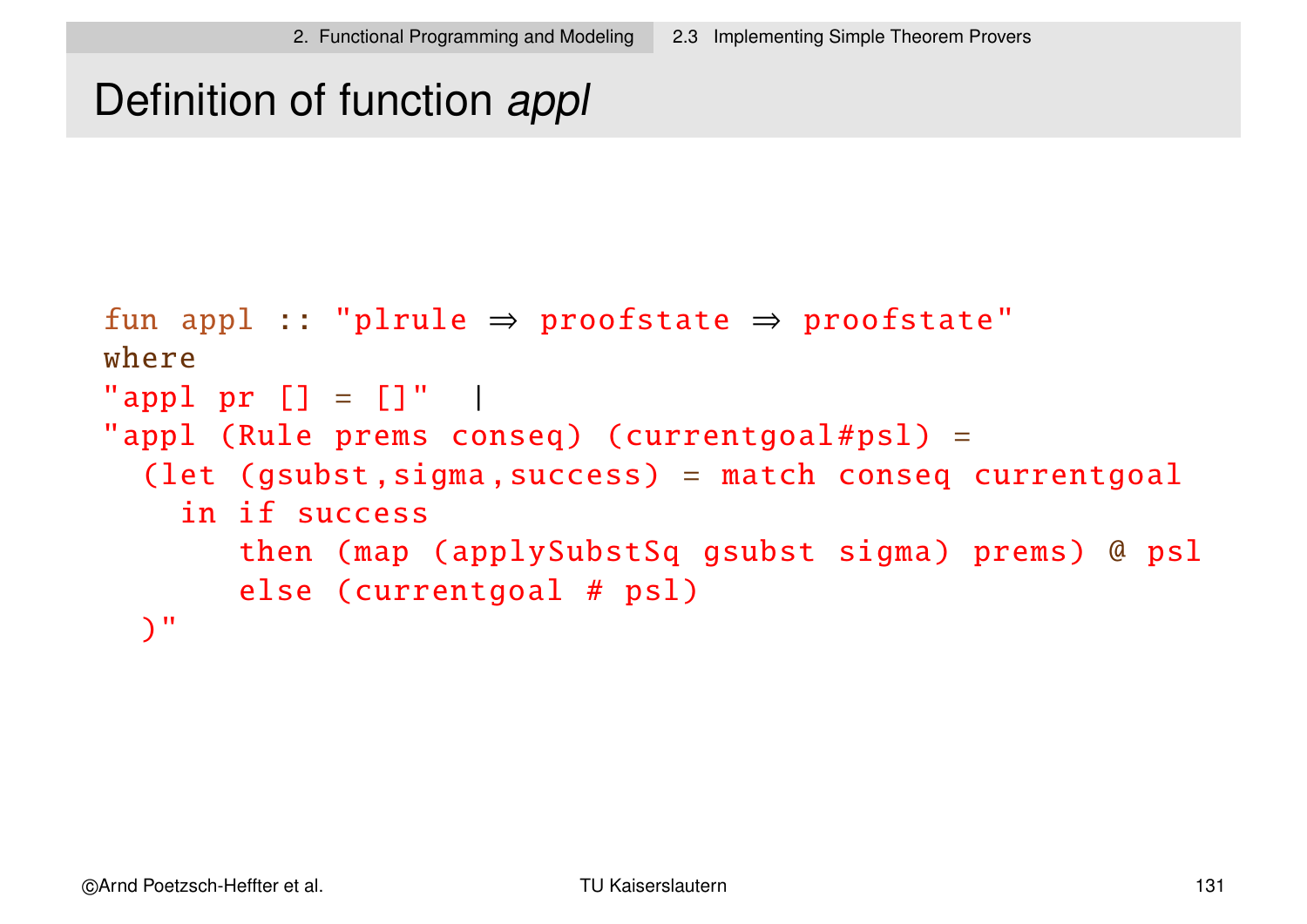# Definition of function *appl*

```
fun appl :: "plrule ⇒ proofstate ⇒ proofstate"
where
"appl pr [] = []"  |
"appl (Rule prems conseq) (currentgoal#psl) =
  (let (gsubst,sigma,success) = match conseq currentgoal
    in if success
       then (map (applySubstSq gsubst sigma) prems) @ psl
       else (currentgoal # psl)
  )"
```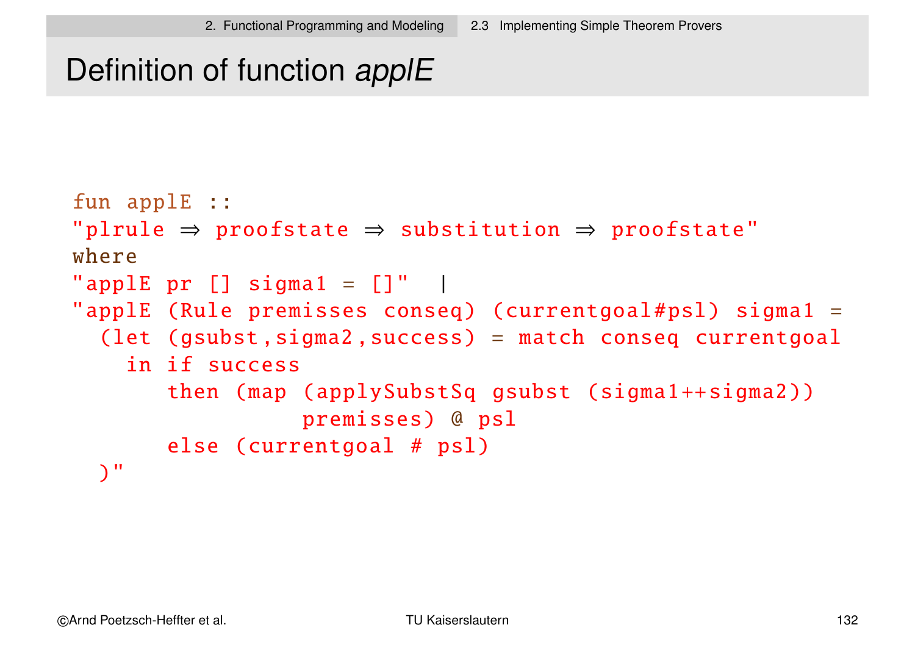# Definition of function *applE*

```
fun applE ::
"plrule ⇒ proofstate ⇒ substitution ⇒ proofstate"
where
"applE pr [] sigma1 = []"  |
"applE (Rule premisses conseq) (currentgoal#psl) sigma1 =
  (let (gsubst,sigma2,success) = match conseq currentgoal
    in if success
       then (map (applySubstSq gsubst (sigma1++sigma2))
                 premisses) @ psl
       else (currentgoal # psl)
  )"
```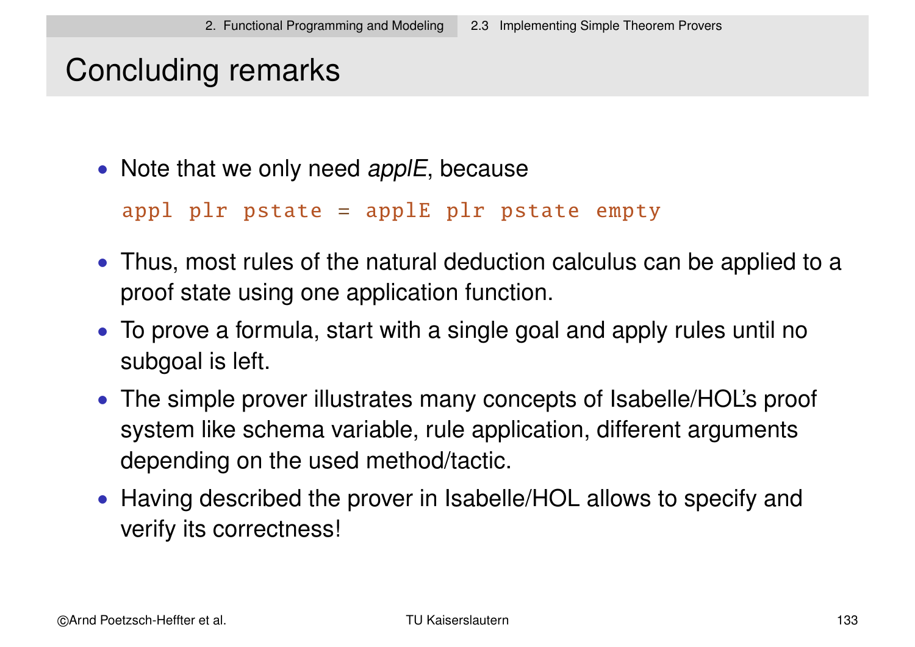# Concluding remarks

- Note that we only need *applE*, because

```
appl plr pstate = applE plr pstate empty
```

- Thus, most rules of the natural deduction calculus can be applied to a proof state using one application function.
- To prove a formula, start with a single goal and apply rules until no subgoal is left.
- The simple prover illustrates many concepts of Isabelle/HOL's proof system like schema variable, rule application, different arguments depending on the used method/tactic.
- Having described the prover in Isabelle/HOL allows to specify and verify its correctness!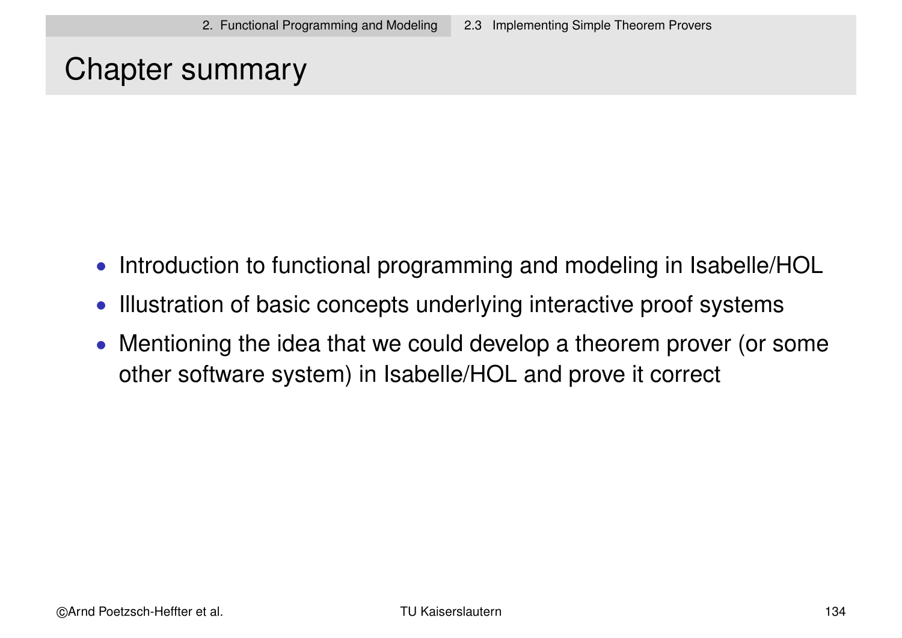# Chapter summary

- Introduction to functional programming and modeling in Isabelle/HOL
- Illustration of basic concepts underlying interactive proof systems
- Mentioning the idea that we could develop a theorem prover (or some other software system) in Isabelle/HOL and prove it correct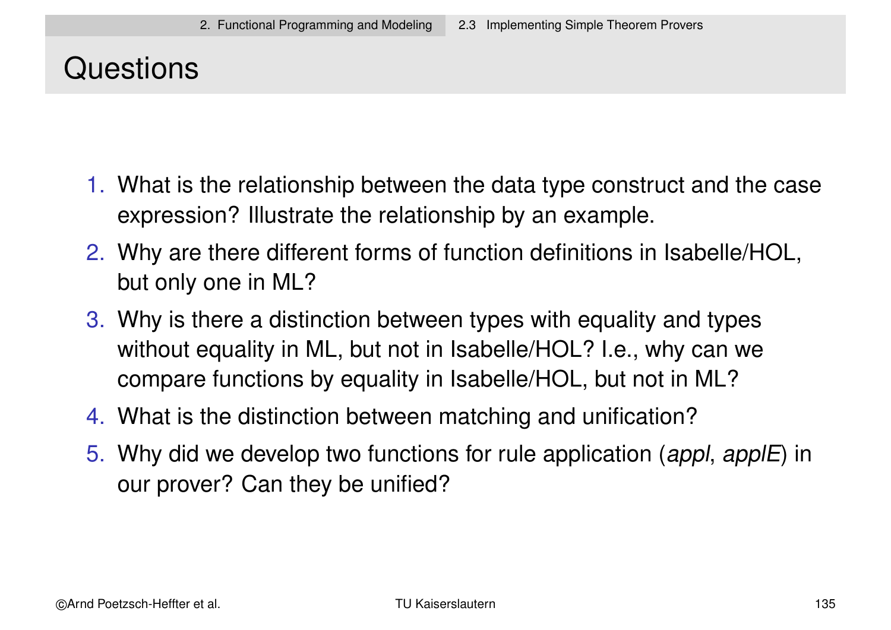# Questions

1. What is the relationship between the data type construct and the case expression? Illustrate the relationship by an example.
2. Why are there different forms of function definitions in Isabelle/HOL, but only one in ML?
3. Why is there a distinction between types with equality and types without equality in ML, but not in Isabelle/HOL? I.e., why can we compare functions by equality in Isabelle/HOL, but not in ML?
4. What is the distinction between matching and unification?
5. Why did we develop two functions for rule application (*appl*, *applE*) in our prover? Can they be unified?